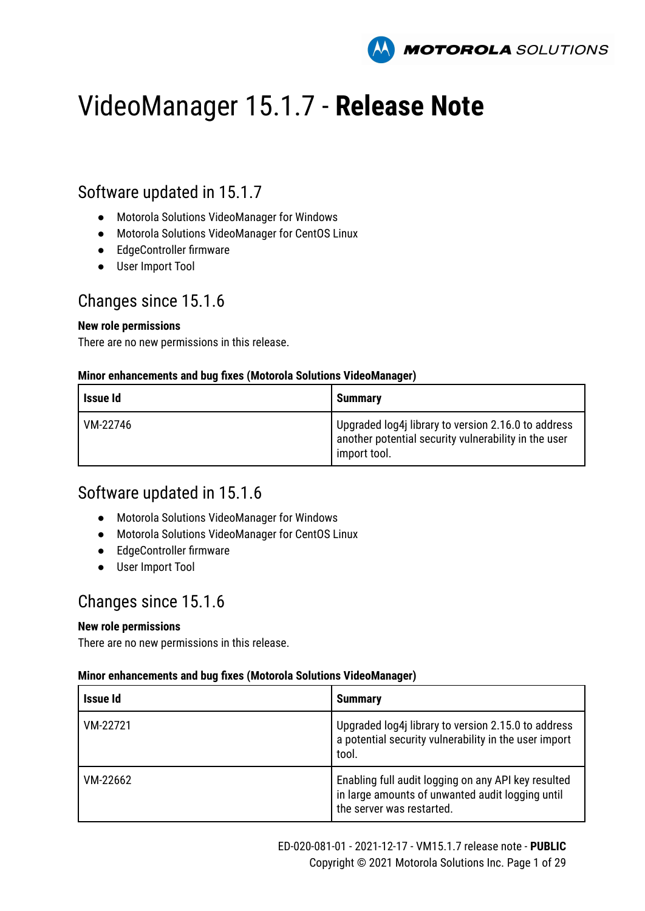# VideoManager 15.1.7 - **Release Note**

## Software updated in 15.1.7

- Motorola Solutions VideoManager for Windows
- Motorola Solutions VideoManager for CentOS Linux
- EdgeController firmware
- User Import Tool

## Changes since 15.1.6

**New role permissions**

There are no new permissions in this release.

**Minor enhancements and bug fixes (Motorola Solutions VideoManager)**

| Issue Id | Summary |
|---|---|
| VM-22746 | Upgraded log4j library to version 2.16.0 to address another potential security vulnerability in the user import tool. |

## Software updated in 15.1.6

- Motorola Solutions VideoManager for Windows
- Motorola Solutions VideoManager for CentOS Linux
- EdgeController firmware
- User Import Tool

## Changes since 15.1.6

**New role permissions**

There are no new permissions in this release.

**Minor enhancements and bug fixes (Motorola Solutions VideoManager)**

| Issue Id | Summary |
|---|---|
| VM-22721 | Upgraded log4j library to version 2.15.0 to address a potential security vulnerability in the user import tool. |
| VM-22662 | Enabling full audit logging on any API key resulted in large amounts of unwanted audit logging until the server was restarted. |

ED-020-081-01 - 2021-12-17 - VM15.1.7 release note - **PUBLIC**

Copyright © 2021 Motorola Solutions Inc.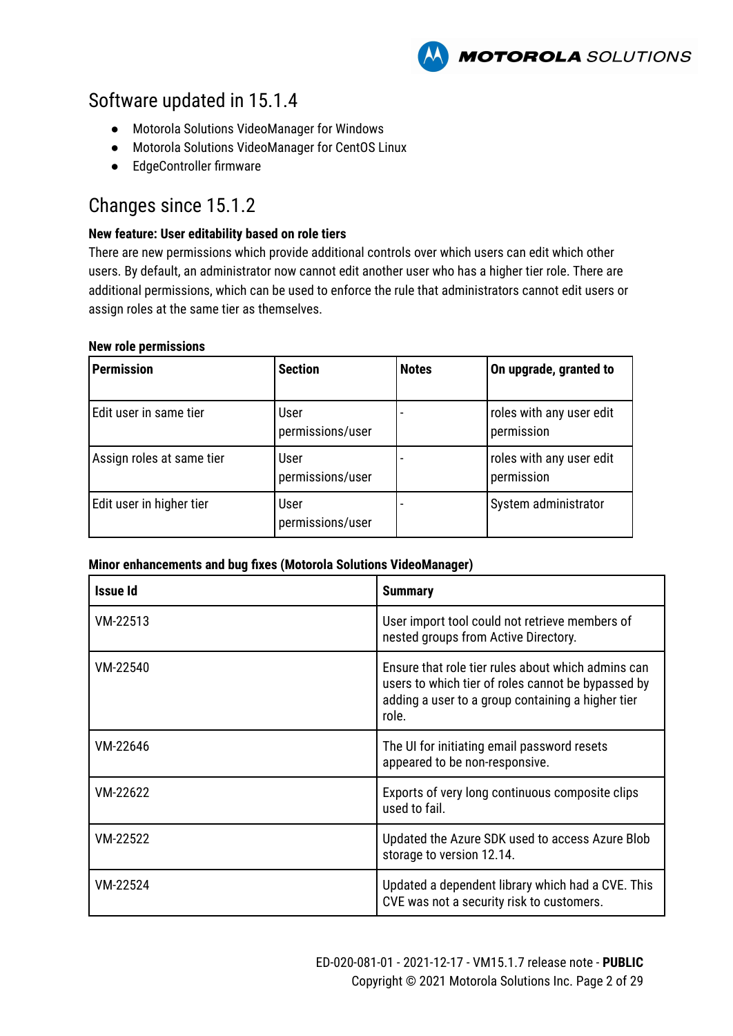## Software updated in 15.1.4

- Motorola Solutions VideoManager for Windows
- Motorola Solutions VideoManager for CentOS Linux
- EdgeController firmware

## Changes since 15.1.2

**New feature: User editability based on role tiers**

There are new permissions which provide additional controls over which users can edit which other users. By default, an administrator now cannot edit another user who has a higher tier role. There are additional permissions, which can be used to enforce the rule that administrators cannot edit users or assign roles at the same tier as themselves.

**New role permissions**

| Permission | Section | Notes | On upgrade, granted to |
|---|---|---|---|
| Edit user in same tier | User permissions/user | - | roles with any user edit permission |
| Assign roles at same tier | User permissions/user | - | roles with any user edit permission |
| Edit user in higher tier | User permissions/user | - | System administrator |

**Minor enhancements and bug fixes (Motorola Solutions VideoManager)**

| Issue Id | Summary |
|---|---|
| VM-22513 | User import tool could not retrieve members of nested groups from Active Directory. |
| VM-22540 | Ensure that role tier rules about which admins can users to which tier of roles cannot be bypassed by adding a user to a group containing a higher tier role. |
| VM-22646 | The UI for initiating email password resets appeared to be non-responsive. |
| VM-22622 | Exports of very long continuous composite clips used to fail. |
| VM-22522 | Updated the Azure SDK used to access Azure Blob storage to version 12.14. |
| VM-22524 | Updated a dependent library which had a CVE. This CVE was not a security risk to customers. |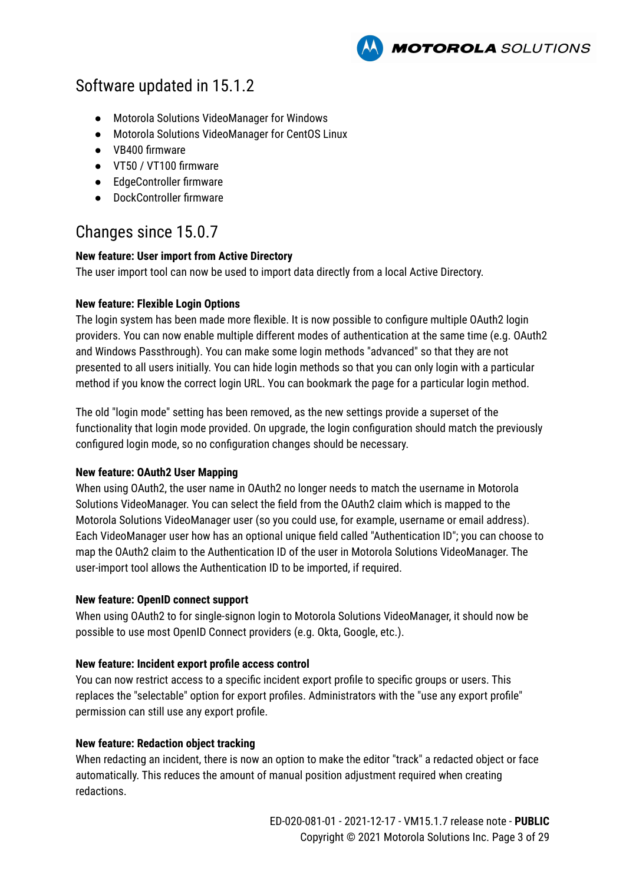## Software updated in 15.1.2

- Motorola Solutions VideoManager for Windows
- Motorola Solutions VideoManager for CentOS Linux
- VB400 firmware
- VT50 / VT100 firmware
- EdgeController firmware
- DockController firmware

## Changes since 15.0.7

**New feature: User import from Active Directory**
The user import tool can now be used to import data directly from a local Active Directory.

**New feature: Flexible Login Options**
The login system has been made more flexible. It is now possible to configure multiple OAuth2 login providers. You can now enable multiple different modes of authentication at the same time (e.g. OAuth2 and Windows Passthrough). You can make some login methods "advanced" so that they are not presented to all users initially. You can hide login methods so that you can only login with a particular method if you know the correct login URL. You can bookmark the page for a particular login method.

The old "login mode" setting has been removed, as the new settings provide a superset of the functionality that login mode provided. On upgrade, the login configuration should match the previously configured login mode, so no configuration changes should be necessary.

**New feature: OAuth2 User Mapping**
When using OAuth2, the user name in OAuth2 no longer needs to match the username in Motorola Solutions VideoManager. You can select the field from the OAuth2 claim which is mapped to the Motorola Solutions VideoManager user (so you could use, for example, username or email address). Each VideoManager user how has an optional unique field called "Authentication ID"; you can choose to map the OAuth2 claim to the Authentication ID of the user in Motorola Solutions VideoManager. The user-import tool allows the Authentication ID to be imported, if required.

**New feature: OpenID connect support**
When using OAuth2 to for single-signon login to Motorola Solutions VideoManager, it should now be possible to use most OpenID Connect providers (e.g. Okta, Google, etc.).

**New feature: Incident export profile access control**
You can now restrict access to a specific incident export profile to specific groups or users. This replaces the "selectable" option for export profiles. Administrators with the "use any export profile" permission can still use any export profile.

**New feature: Redaction object tracking**
When redacting an incident, there is now an option to make the editor "track" a redacted object or face automatically. This reduces the amount of manual position adjustment required when creating redactions.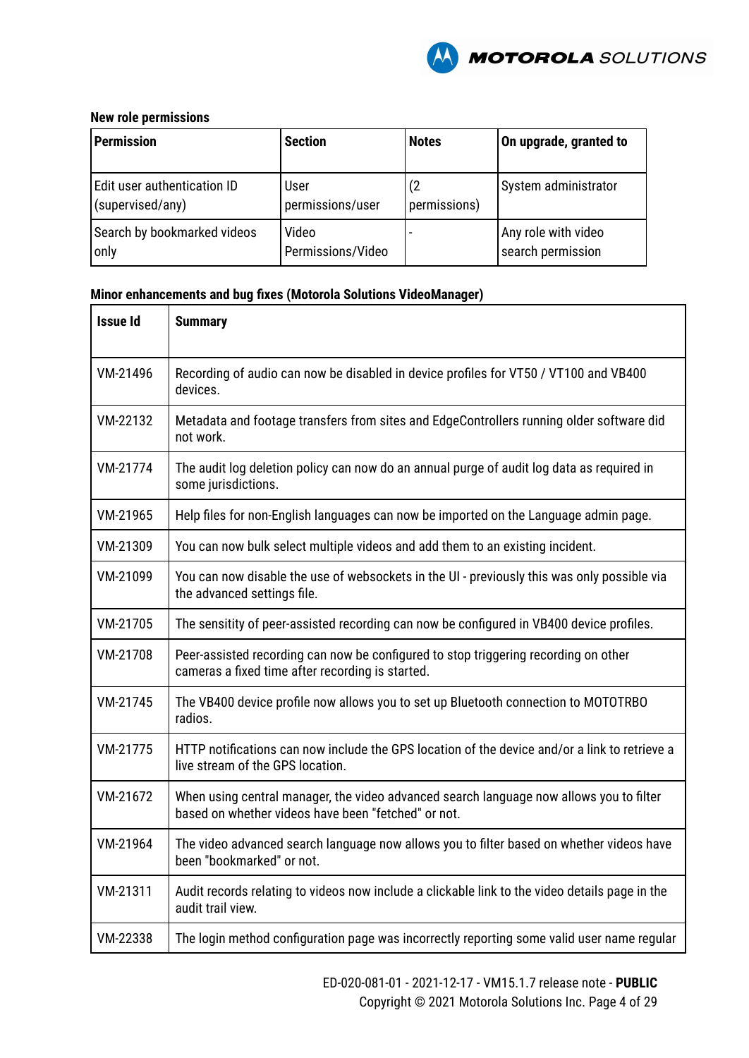**New role permissions**

| Permission | Section | Notes | On upgrade, granted to |
|---|---|---|---|
| Edit user authentication ID (supervised/any) | User permissions/user | (2 permissions) | System administrator |
| Search by bookmarked videos only | Video Permissions/Video | - | Any role with video search permission |

**Minor enhancements and bug fixes (Motorola Solutions VideoManager)**

| Issue Id | Summary |
|---|---|
| VM-21496 | Recording of audio can now be disabled in device profiles for VT50 / VT100 and VB400 devices. |
| VM-22132 | Metadata and footage transfers from sites and EdgeControllers running older software did not work. |
| VM-21774 | The audit log deletion policy can now do an annual purge of audit log data as required in some jurisdictions. |
| VM-21965 | Help files for non-English languages can now be imported on the Language admin page. |
| VM-21309 | You can now bulk select multiple videos and add them to an existing incident. |
| VM-21099 | You can now disable the use of websockets in the UI - previously this was only possible via the advanced settings file. |
| VM-21705 | The sensitity of peer-assisted recording can now be configured in VB400 device profiles. |
| VM-21708 | Peer-assisted recording can now be configured to stop triggering recording on other cameras a fixed time after recording is started. |
| VM-21745 | The VB400 device profile now allows you to set up Bluetooth connection to MOTOTRBO radios. |
| VM-21775 | HTTP notifications can now include the GPS location of the device and/or a link to retrieve a live stream of the GPS location. |
| VM-21672 | When using central manager, the video advanced search language now allows you to filter based on whether videos have been "fetched" or not. |
| VM-21964 | The video advanced search language now allows you to filter based on whether videos have been "bookmarked" or not. |
| VM-21311 | Audit records relating to videos now include a clickable link to the video details page in the audit trail view. |
| VM-22338 | The login method configuration page was incorrectly reporting some valid user name regular |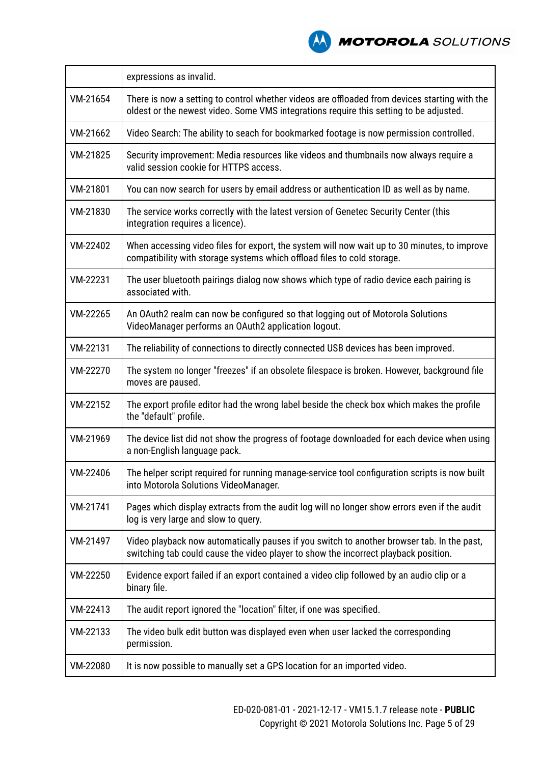|  | expressions as invalid. |
|---|---|
| VM-21654 | There is now a setting to control whether videos are offloaded from devices starting with the oldest or the newest video. Some VMS integrations require this setting to be adjusted. |
| VM-21662 | Video Search: The ability to seach for bookmarked footage is now permission controlled. |
| VM-21825 | Security improvement: Media resources like videos and thumbnails now always require a valid session cookie for HTTPS access. |
| VM-21801 | You can now search for users by email address or authentication ID as well as by name. |
| VM-21830 | The service works correctly with the latest version of Genetec Security Center (this integration requires a licence). |
| VM-22402 | When accessing video files for export, the system will now wait up to 30 minutes, to improve compatibility with storage systems which offload files to cold storage. |
| VM-22231 | The user bluetooth pairings dialog now shows which type of radio device each pairing is associated with. |
| VM-22265 | An OAuth2 realm can now be configured so that logging out of Motorola Solutions VideoManager performs an OAuth2 application logout. |
| VM-22131 | The reliability of connections to directly connected USB devices has been improved. |
| VM-22270 | The system no longer "freezes" if an obsolete filespace is broken. However, background file moves are paused. |
| VM-22152 | The export profile editor had the wrong label beside the check box which makes the profile the "default" profile. |
| VM-21969 | The device list did not show the progress of footage downloaded for each device when using a non-English language pack. |
| VM-22406 | The helper script required for running manage-service tool configuration scripts is now built into Motorola Solutions VideoManager. |
| VM-21741 | Pages which display extracts from the audit log will no longer show errors even if the audit log is very large and slow to query. |
| VM-21497 | Video playback now automatically pauses if you switch to another browser tab. In the past, switching tab could cause the video player to show the incorrect playback position. |
| VM-22250 | Evidence export failed if an export contained a video clip followed by an audio clip or a binary file. |
| VM-22413 | The audit report ignored the "location" filter, if one was specified. |
| VM-22133 | The video bulk edit button was displayed even when user lacked the corresponding permission. |
| VM-22080 | It is now possible to manually set a GPS location for an imported video. |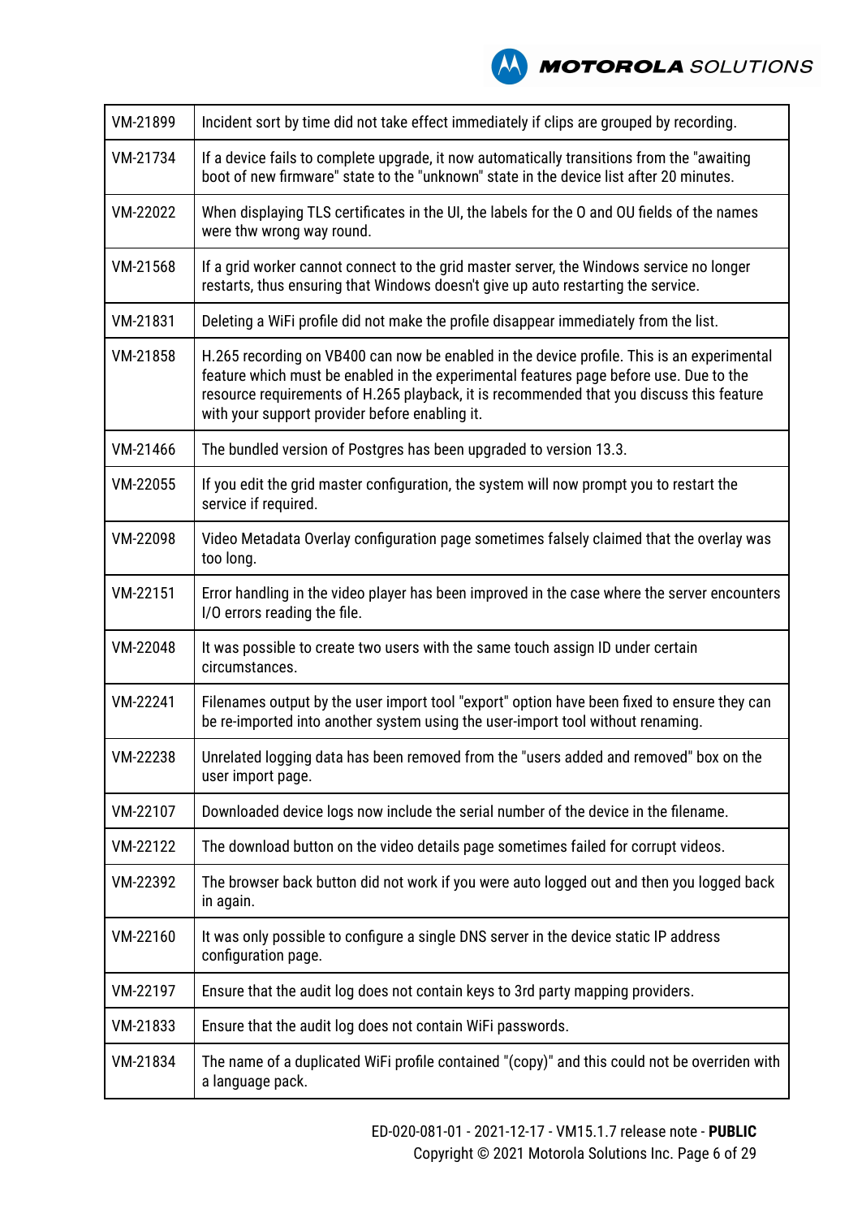| | |
|---|---|
| VM-21899 | Incident sort by time did not take effect immediately if clips are grouped by recording. |
| VM-21734 | If a device fails to complete upgrade, it now automatically transitions from the "awaiting boot of new firmware" state to the "unknown" state in the device list after 20 minutes. |
| VM-22022 | When displaying TLS certificates in the UI, the labels for the O and OU fields of the names were thw wrong way round. |
| VM-21568 | If a grid worker cannot connect to the grid master server, the Windows service no longer restarts, thus ensuring that Windows doesn't give up auto restarting the service. |
| VM-21831 | Deleting a WiFi profile did not make the profile disappear immediately from the list. |
| VM-21858 | H.265 recording on VB400 can now be enabled in the device profile. This is an experimental feature which must be enabled in the experimental features page before use. Due to the resource requirements of H.265 playback, it is recommended that you discuss this feature with your support provider before enabling it. |
| VM-21466 | The bundled version of Postgres has been upgraded to version 13.3. |
| VM-22055 | If you edit the grid master configuration, the system will now prompt you to restart the service if required. |
| VM-22098 | Video Metadata Overlay configuration page sometimes falsely claimed that the overlay was too long. |
| VM-22151 | Error handling in the video player has been improved in the case where the server encounters I/O errors reading the file. |
| VM-22048 | It was possible to create two users with the same touch assign ID under certain circumstances. |
| VM-22241 | Filenames output by the user import tool "export" option have been fixed to ensure they can be re-imported into another system using the user-import tool without renaming. |
| VM-22238 | Unrelated logging data has been removed from the "users added and removed" box on the user import page. |
| VM-22107 | Downloaded device logs now include the serial number of the device in the filename. |
| VM-22122 | The download button on the video details page sometimes failed for corrupt videos. |
| VM-22392 | The browser back button did not work if you were auto logged out and then you logged back in again. |
| VM-22160 | It was only possible to configure a single DNS server in the device static IP address configuration page. |
| VM-22197 | Ensure that the audit log does not contain keys to 3rd party mapping providers. |
| VM-21833 | Ensure that the audit log does not contain WiFi passwords. |
| VM-21834 | The name of a duplicated WiFi profile contained "(copy)" and this could not be overriden with a language pack. |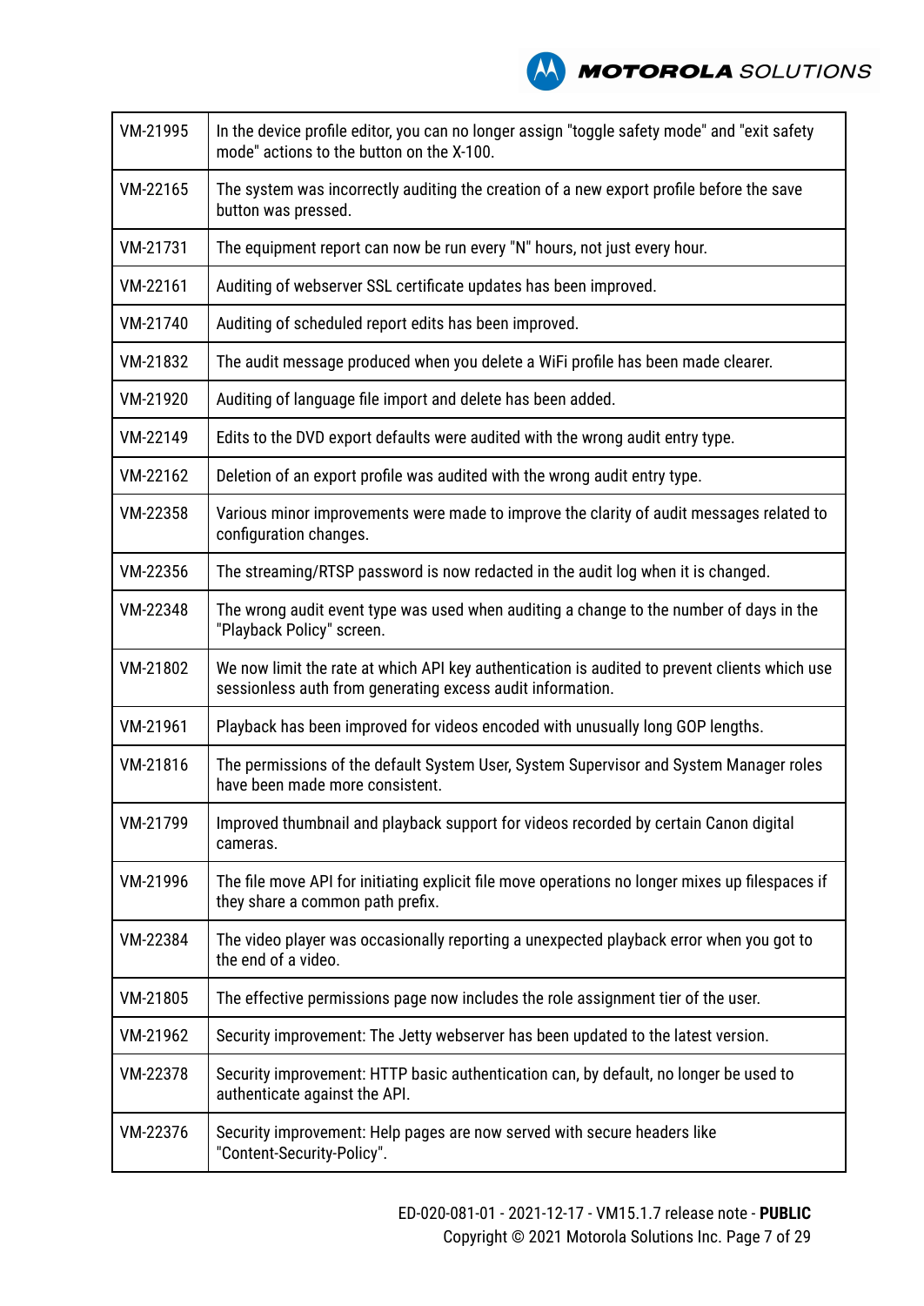| | |
|---|---|
| VM-21995 | In the device profile editor, you can no longer assign "toggle safety mode" and "exit safety mode" actions to the button on the X-100. |
| VM-22165 | The system was incorrectly auditing the creation of a new export profile before the save button was pressed. |
| VM-21731 | The equipment report can now be run every "N" hours, not just every hour. |
| VM-22161 | Auditing of webserver SSL certificate updates has been improved. |
| VM-21740 | Auditing of scheduled report edits has been improved. |
| VM-21832 | The audit message produced when you delete a WiFi profile has been made clearer. |
| VM-21920 | Auditing of language file import and delete has been added. |
| VM-22149 | Edits to the DVD export defaults were audited with the wrong audit entry type. |
| VM-22162 | Deletion of an export profile was audited with the wrong audit entry type. |
| VM-22358 | Various minor improvements were made to improve the clarity of audit messages related to configuration changes. |
| VM-22356 | The streaming/RTSP password is now redacted in the audit log when it is changed. |
| VM-22348 | The wrong audit event type was used when auditing a change to the number of days in the "Playback Policy" screen. |
| VM-21802 | We now limit the rate at which API key authentication is audited to prevent clients which use sessionless auth from generating excess audit information. |
| VM-21961 | Playback has been improved for videos encoded with unusually long GOP lengths. |
| VM-21816 | The permissions of the default System User, System Supervisor and System Manager roles have been made more consistent. |
| VM-21799 | Improved thumbnail and playback support for videos recorded by certain Canon digital cameras. |
| VM-21996 | The file move API for initiating explicit file move operations no longer mixes up filespaces if they share a common path prefix. |
| VM-22384 | The video player was occasionally reporting a unexpected playback error when you got to the end of a video. |
| VM-21805 | The effective permissions page now includes the role assignment tier of the user. |
| VM-21962 | Security improvement: The Jetty webserver has been updated to the latest version. |
| VM-22378 | Security improvement: HTTP basic authentication can, by default, no longer be used to authenticate against the API. |
| VM-22376 | Security improvement: Help pages are now served with secure headers like "Content-Security-Policy". |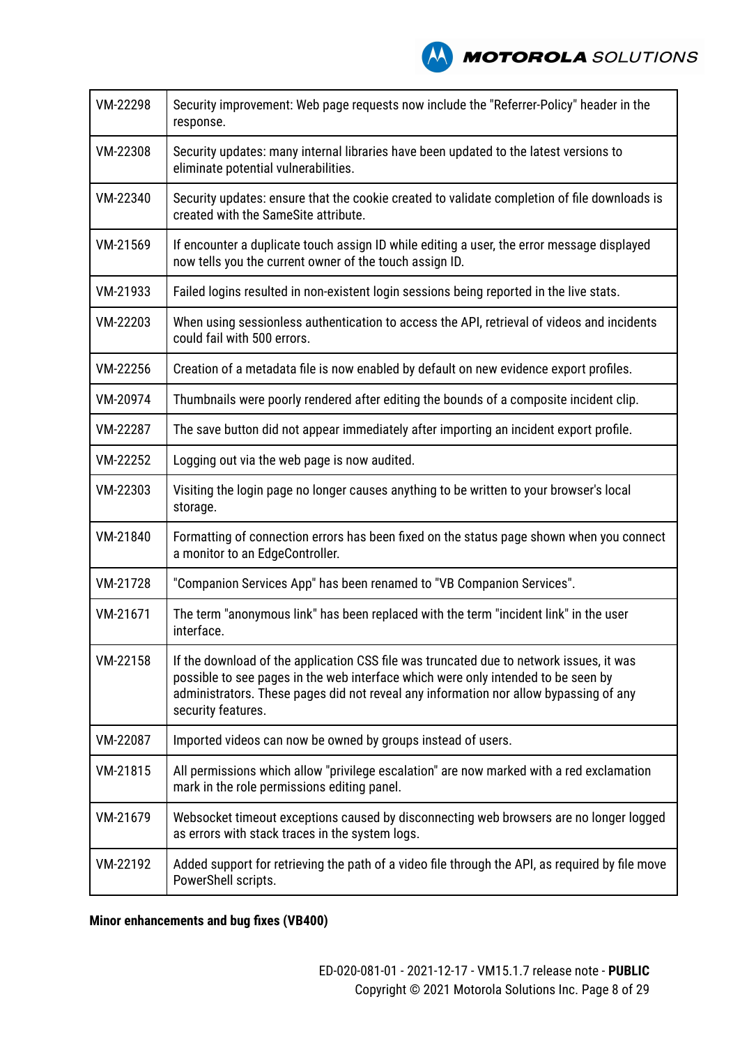| | |
|---|---|
| VM-22298 | Security improvement: Web page requests now include the "Referrer-Policy" header in the response. |
| VM-22308 | Security updates: many internal libraries have been updated to the latest versions to eliminate potential vulnerabilities. |
| VM-22340 | Security updates: ensure that the cookie created to validate completion of file downloads is created with the SameSite attribute. |
| VM-21569 | If encounter a duplicate touch assign ID while editing a user, the error message displayed now tells you the current owner of the touch assign ID. |
| VM-21933 | Failed logins resulted in non-existent login sessions being reported in the live stats. |
| VM-22203 | When using sessionless authentication to access the API, retrieval of videos and incidents could fail with 500 errors. |
| VM-22256 | Creation of a metadata file is now enabled by default on new evidence export profiles. |
| VM-20974 | Thumbnails were poorly rendered after editing the bounds of a composite incident clip. |
| VM-22287 | The save button did not appear immediately after importing an incident export profile. |
| VM-22252 | Logging out via the web page is now audited. |
| VM-22303 | Visiting the login page no longer causes anything to be written to your browser's local storage. |
| VM-21840 | Formatting of connection errors has been fixed on the status page shown when you connect a monitor to an EdgeController. |
| VM-21728 | "Companion Services App" has been renamed to "VB Companion Services". |
| VM-21671 | The term "anonymous link" has been replaced with the term "incident link" in the user interface. |
| VM-22158 | If the download of the application CSS file was truncated due to network issues, it was possible to see pages in the web interface which were only intended to be seen by administrators. These pages did not reveal any information nor allow bypassing of any security features. |
| VM-22087 | Imported videos can now be owned by groups instead of users. |
| VM-21815 | All permissions which allow "privilege escalation" are now marked with a red exclamation mark in the role permissions editing panel. |
| VM-21679 | Websocket timeout exceptions caused by disconnecting web browsers are no longer logged as errors with stack traces in the system logs. |
| VM-22192 | Added support for retrieving the path of a video file through the API, as required by file move PowerShell scripts. |

**Minor enhancements and bug fixes (VB400)**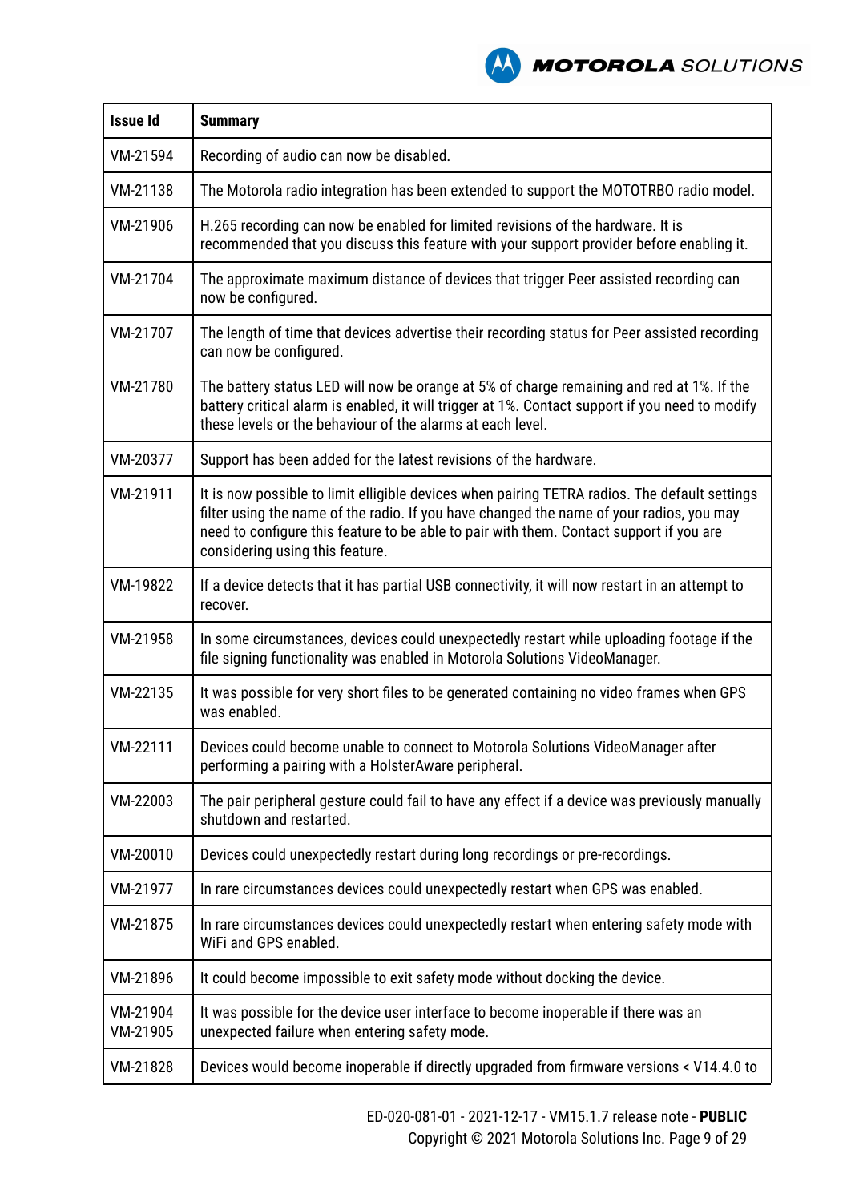| Issue Id | Summary |
|---|---|
| VM-21594 | Recording of audio can now be disabled. |
| VM-21138 | The Motorola radio integration has been extended to support the MOTOTRBO radio model. |
| VM-21906 | H.265 recording can now be enabled for limited revisions of the hardware. It is recommended that you discuss this feature with your support provider before enabling it. |
| VM-21704 | The approximate maximum distance of devices that trigger Peer assisted recording can now be configured. |
| VM-21707 | The length of time that devices advertise their recording status for Peer assisted recording can now be configured. |
| VM-21780 | The battery status LED will now be orange at 5% of charge remaining and red at 1%. If the battery critical alarm is enabled, it will trigger at 1%. Contact support if you need to modify these levels or the behaviour of the alarms at each level. |
| VM-20377 | Support has been added for the latest revisions of the hardware. |
| VM-21911 | It is now possible to limit elligible devices when pairing TETRA radios. The default settings filter using the name of the radio. If you have changed the name of your radios, you may need to configure this feature to be able to pair with them. Contact support if you are considering using this feature. |
| VM-19822 | If a device detects that it has partial USB connectivity, it will now restart in an attempt to recover. |
| VM-21958 | In some circumstances, devices could unexpectedly restart while uploading footage if the file signing functionality was enabled in Motorola Solutions VideoManager. |
| VM-22135 | It was possible for very short files to be generated containing no video frames when GPS was enabled. |
| VM-22111 | Devices could become unable to connect to Motorola Solutions VideoManager after performing a pairing with a HolsterAware peripheral. |
| VM-22003 | The pair peripheral gesture could fail to have any effect if a device was previously manually shutdown and restarted. |
| VM-20010 | Devices could unexpectedly restart during long recordings or pre-recordings. |
| VM-21977 | In rare circumstances devices could unexpectedly restart when GPS was enabled. |
| VM-21875 | In rare circumstances devices could unexpectedly restart when entering safety mode with WiFi and GPS enabled. |
| VM-21896 | It could become impossible to exit safety mode without docking the device. |
| VM-21904 VM-21905 | It was possible for the device user interface to become inoperable if there was an unexpected failure when entering safety mode. |
| VM-21828 | Devices would become inoperable if directly upgraded from firmware versions < V14.4.0 to |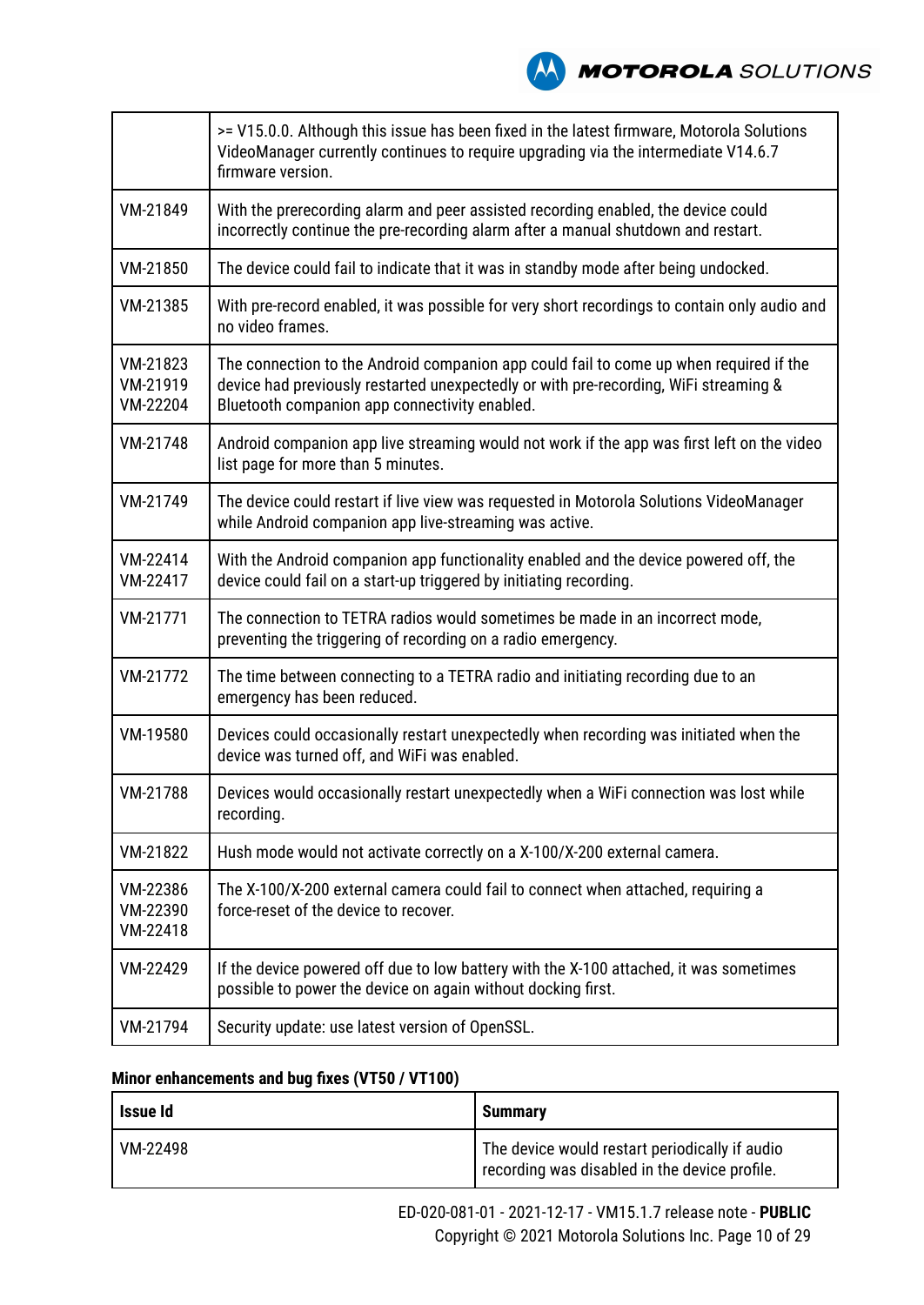| | |
|---|---|
| | >= V15.0.0. Although this issue has been fixed in the latest firmware, Motorola Solutions VideoManager currently continues to require upgrading via the intermediate V14.6.7 firmware version. |
| VM-21849 | With the prerecording alarm and peer assisted recording enabled, the device could incorrectly continue the pre-recording alarm after a manual shutdown and restart. |
| VM-21850 | The device could fail to indicate that it was in standby mode after being undocked. |
| VM-21385 | With pre-record enabled, it was possible for very short recordings to contain only audio and no video frames. |
| VM-21823<br>VM-21919<br>VM-22204 | The connection to the Android companion app could fail to come up when required if the device had previously restarted unexpectedly or with pre-recording, WiFi streaming & Bluetooth companion app connectivity enabled. |
| VM-21748 | Android companion app live streaming would not work if the app was first left on the video list page for more than 5 minutes. |
| VM-21749 | The device could restart if live view was requested in Motorola Solutions VideoManager while Android companion app live-streaming was active. |
| VM-22414<br>VM-22417 | With the Android companion app functionality enabled and the device powered off, the device could fail on a start-up triggered by initiating recording. |
| VM-21771 | The connection to TETRA radios would sometimes be made in an incorrect mode, preventing the triggering of recording on a radio emergency. |
| VM-21772 | The time between connecting to a TETRA radio and initiating recording due to an emergency has been reduced. |
| VM-19580 | Devices could occasionally restart unexpectedly when recording was initiated when the device was turned off, and WiFi was enabled. |
| VM-21788 | Devices would occasionally restart unexpectedly when a WiFi connection was lost while recording. |
| VM-21822 | Hush mode would not activate correctly on a X-100/X-200 external camera. |
| VM-22386<br>VM-22390<br>VM-22418 | The X-100/X-200 external camera could fail to connect when attached, requiring a force-reset of the device to recover. |
| VM-22429 | If the device powered off due to low battery with the X-100 attached, it was sometimes possible to power the device on again without docking first. |
| VM-21794 | Security update: use latest version of OpenSSL. |

**Minor enhancements and bug fixes (VT50 / VT100)**

| Issue Id | Summary |
|---|---|
| VM-22498 | The device would restart periodically if audio recording was disabled in the device profile. |

ED-020-081-01 - 2021-12-17 - VM15.1.7 release note - **PUBLIC**
Copyright © 2021 Motorola Solutions Inc.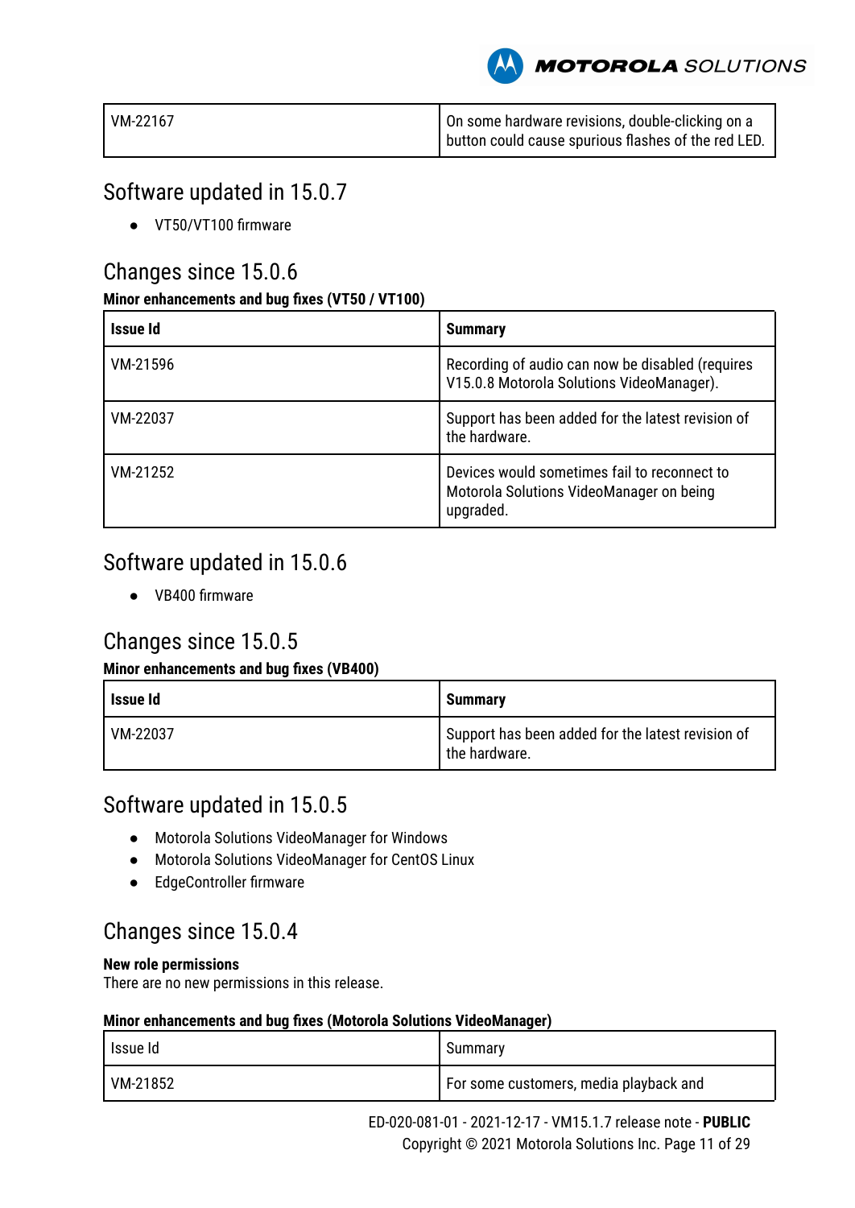| VM-22167 | On some hardware revisions, double-clicking on a button could cause spurious flashes of the red LED. |
|---|---|

## Software updated in 15.0.7

- VT50/VT100 firmware

## Changes since 15.0.6

**Minor enhancements and bug fixes (VT50 / VT100)**

| **Issue Id** | **Summary** |
|---|---|
| VM-21596 | Recording of audio can now be disabled (requires V15.0.8 Motorola Solutions VideoManager). |
| VM-22037 | Support has been added for the latest revision of the hardware. |
| VM-21252 | Devices would sometimes fail to reconnect to Motorola Solutions VideoManager on being upgraded. |

## Software updated in 15.0.6

- VB400 firmware

## Changes since 15.0.5

**Minor enhancements and bug fixes (VB400)**

| **Issue Id** | **Summary** |
|---|---|
| VM-22037 | Support has been added for the latest revision of the hardware. |

## Software updated in 15.0.5

- Motorola Solutions VideoManager for Windows
- Motorola Solutions VideoManager for CentOS Linux
- EdgeController firmware

## Changes since 15.0.4

**New role permissions**
There are no new permissions in this release.

**Minor enhancements and bug fixes (Motorola Solutions VideoManager)**

| Issue Id | Summary |
|---|---|
| VM-21852 | For some customers, media playback and |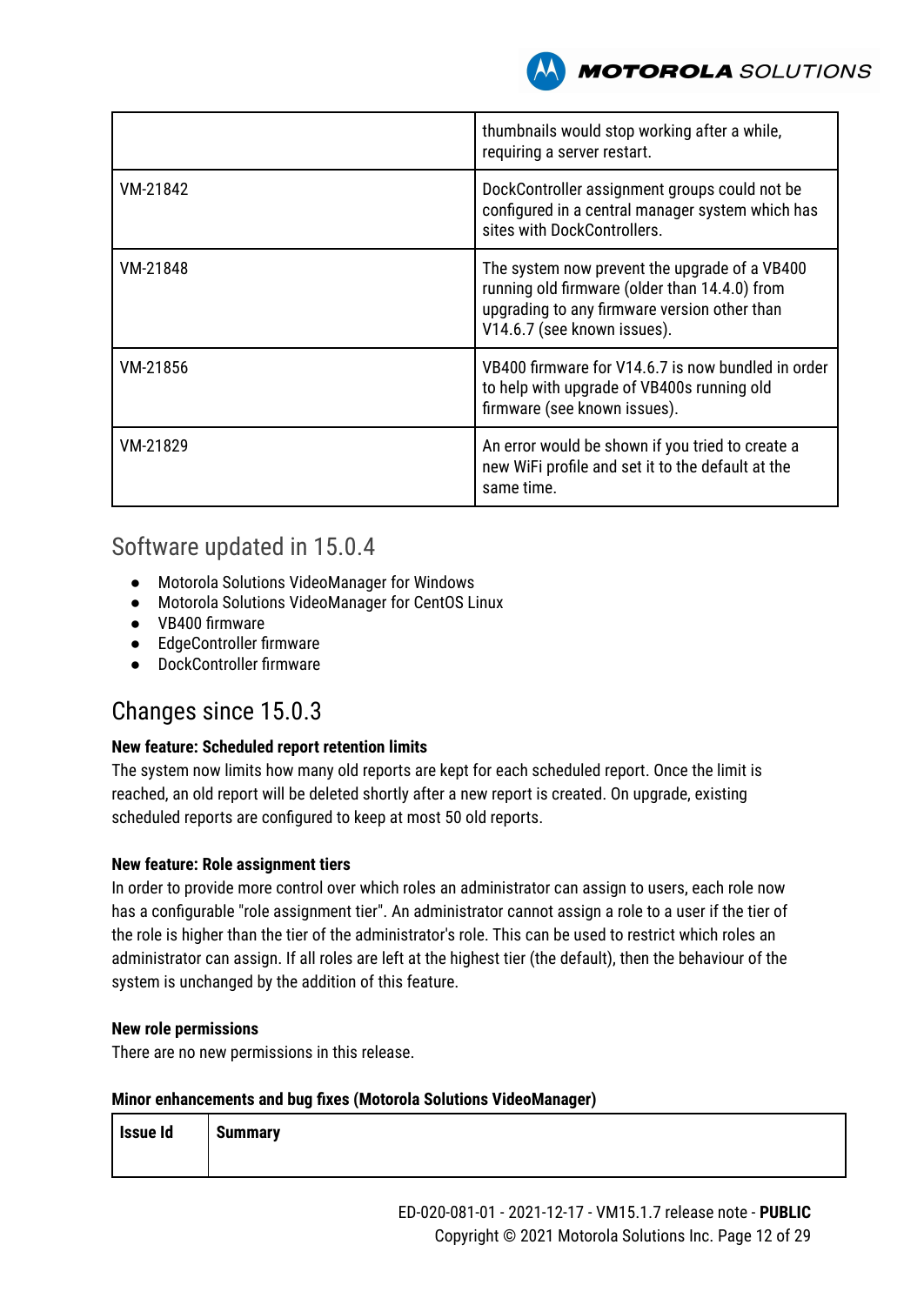| | |
|---|---|
| | thumbnails would stop working after a while, requiring a server restart. |
| VM-21842 | DockController assignment groups could not be configured in a central manager system which has sites with DockControllers. |
| VM-21848 | The system now prevent the upgrade of a VB400 running old firmware (older than 14.4.0) from upgrading to any firmware version other than V14.6.7 (see known issues). |
| VM-21856 | VB400 firmware for V14.6.7 is now bundled in order to help with upgrade of VB400s running old firmware (see known issues). |
| VM-21829 | An error would be shown if you tried to create a new WiFi profile and set it to the default at the same time. |

## Software updated in 15.0.4

- Motorola Solutions VideoManager for Windows
- Motorola Solutions VideoManager for CentOS Linux
- VB400 firmware
- EdgeController firmware
- DockController firmware

## Changes since 15.0.3

**New feature: Scheduled report retention limits**

The system now limits how many old reports are kept for each scheduled report. Once the limit is reached, an old report will be deleted shortly after a new report is created. On upgrade, existing scheduled reports are configured to keep at most 50 old reports.

**New feature: Role assignment tiers**

In order to provide more control over which roles an administrator can assign to users, each role now has a configurable "role assignment tier". An administrator cannot assign a role to a user if the tier of the role is higher than the tier of the administrator's role. This can be used to restrict which roles an administrator can assign. If all roles are left at the highest tier (the default), then the behaviour of the system is unchanged by the addition of this feature.

**New role permissions**

There are no new permissions in this release.

**Minor enhancements and bug fixes (Motorola Solutions VideoManager)**

| Issue Id | Summary |
|---|---|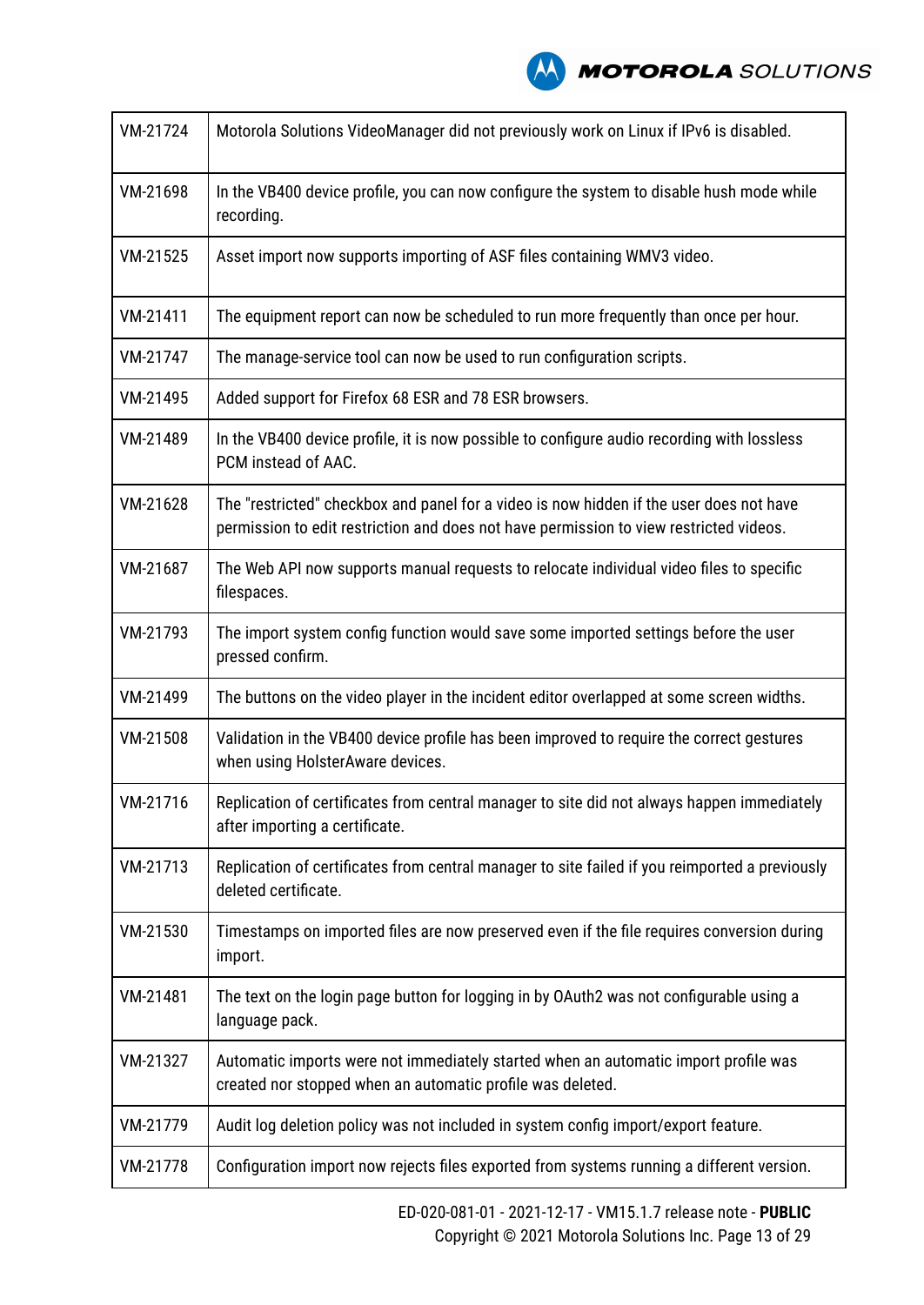| | |
|---|---|
| VM-21724 | Motorola Solutions VideoManager did not previously work on Linux if IPv6 is disabled. |
| VM-21698 | In the VB400 device profile, you can now configure the system to disable hush mode while recording. |
| VM-21525 | Asset import now supports importing of ASF files containing WMV3 video. |
| VM-21411 | The equipment report can now be scheduled to run more frequently than once per hour. |
| VM-21747 | The manage-service tool can now be used to run configuration scripts. |
| VM-21495 | Added support for Firefox 68 ESR and 78 ESR browsers. |
| VM-21489 | In the VB400 device profile, it is now possible to configure audio recording with lossless PCM instead of AAC. |
| VM-21628 | The "restricted" checkbox and panel for a video is now hidden if the user does not have permission to edit restriction and does not have permission to view restricted videos. |
| VM-21687 | The Web API now supports manual requests to relocate individual video files to specific filespaces. |
| VM-21793 | The import system config function would save some imported settings before the user pressed confirm. |
| VM-21499 | The buttons on the video player in the incident editor overlapped at some screen widths. |
| VM-21508 | Validation in the VB400 device profile has been improved to require the correct gestures when using HolsterAware devices. |
| VM-21716 | Replication of certificates from central manager to site did not always happen immediately after importing a certificate. |
| VM-21713 | Replication of certificates from central manager to site failed if you reimported a previously deleted certificate. |
| VM-21530 | Timestamps on imported files are now preserved even if the file requires conversion during import. |
| VM-21481 | The text on the login page button for logging in by OAuth2 was not configurable using a language pack. |
| VM-21327 | Automatic imports were not immediately started when an automatic import profile was created nor stopped when an automatic profile was deleted. |
| VM-21779 | Audit log deletion policy was not included in system config import/export feature. |
| VM-21778 | Configuration import now rejects files exported from systems running a different version. |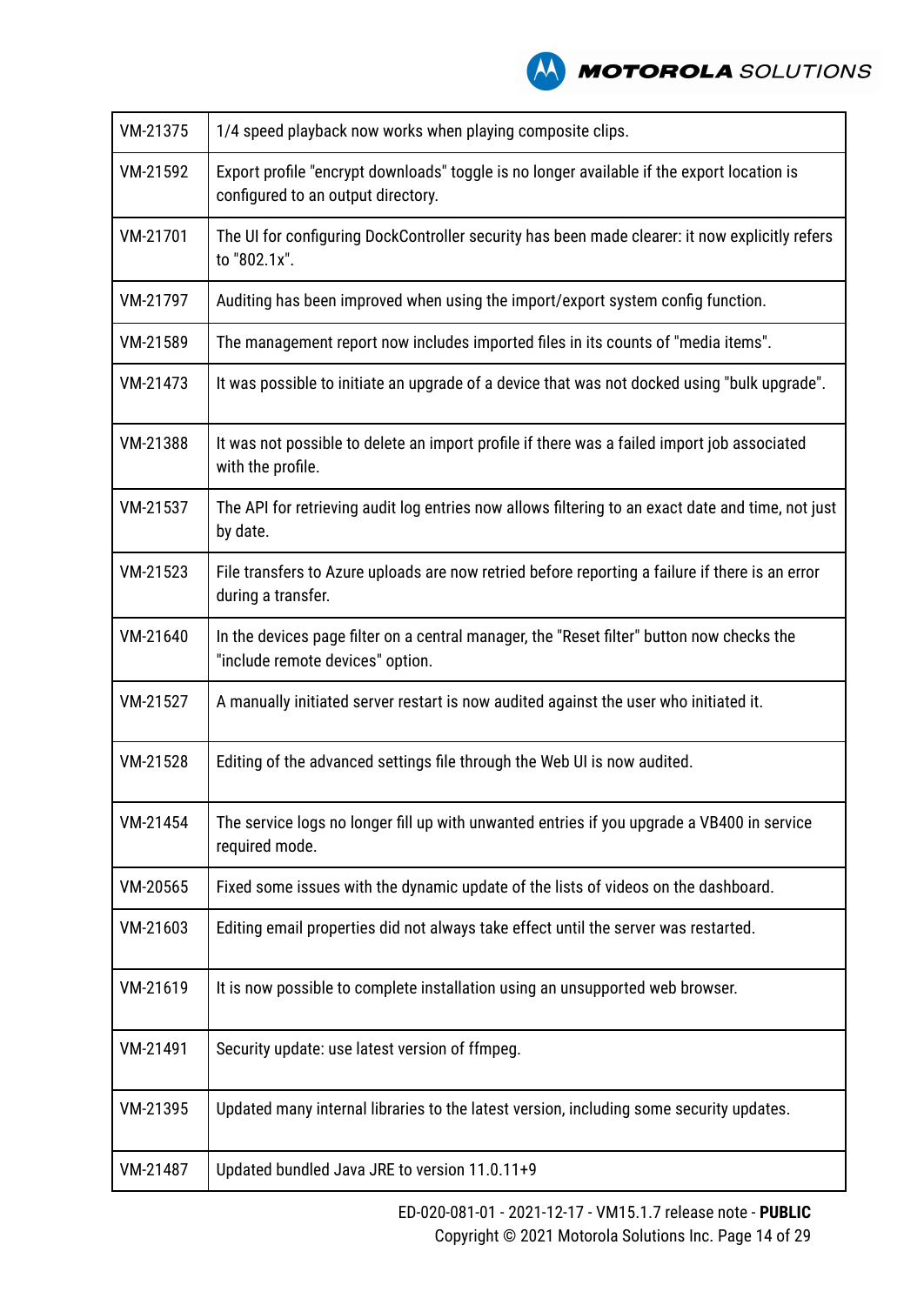| | |
|---|---|
| VM-21375 | 1/4 speed playback now works when playing composite clips. |
| VM-21592 | Export profile "encrypt downloads" toggle is no longer available if the export location is configured to an output directory. |
| VM-21701 | The UI for configuring DockController security has been made clearer: it now explicitly refers to "802.1x". |
| VM-21797 | Auditing has been improved when using the import/export system config function. |
| VM-21589 | The management report now includes imported files in its counts of "media items". |
| VM-21473 | It was possible to initiate an upgrade of a device that was not docked using "bulk upgrade". |
| VM-21388 | It was not possible to delete an import profile if there was a failed import job associated with the profile. |
| VM-21537 | The API for retrieving audit log entries now allows filtering to an exact date and time, not just by date. |
| VM-21523 | File transfers to Azure uploads are now retried before reporting a failure if there is an error during a transfer. |
| VM-21640 | In the devices page filter on a central manager, the "Reset filter" button now checks the "include remote devices" option. |
| VM-21527 | A manually initiated server restart is now audited against the user who initiated it. |
| VM-21528 | Editing of the advanced settings file through the Web UI is now audited. |
| VM-21454 | The service logs no longer fill up with unwanted entries if you upgrade a VB400 in service required mode. |
| VM-20565 | Fixed some issues with the dynamic update of the lists of videos on the dashboard. |
| VM-21603 | Editing email properties did not always take effect until the server was restarted. |
| VM-21619 | It is now possible to complete installation using an unsupported web browser. |
| VM-21491 | Security update: use latest version of ffmpeg. |
| VM-21395 | Updated many internal libraries to the latest version, including some security updates. |
| VM-21487 | Updated bundled Java JRE to version 11.0.11+9 |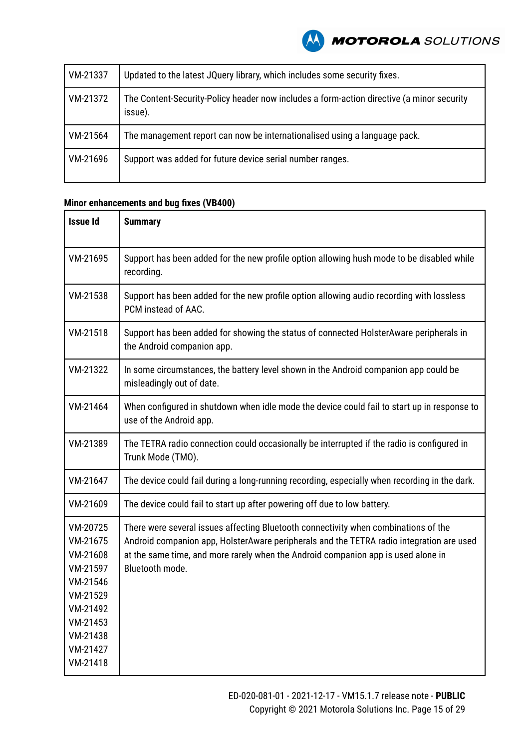| | |
|---|---|
| VM-21337 | Updated to the latest JQuery library, which includes some security fixes. |
| VM-21372 | The Content-Security-Policy header now includes a form-action directive (a minor security issue). |
| VM-21564 | The management report can now be internationalised using a language pack. |
| VM-21696 | Support was added for future device serial number ranges. |

**Minor enhancements and bug fixes (VB400)**

| Issue Id | Summary |
|---|---|
| VM-21695 | Support has been added for the new profile option allowing hush mode to be disabled while recording. |
| VM-21538 | Support has been added for the new profile option allowing audio recording with lossless PCM instead of AAC. |
| VM-21518 | Support has been added for showing the status of connected HolsterAware peripherals in the Android companion app. |
| VM-21322 | In some circumstances, the battery level shown in the Android companion app could be misleadingly out of date. |
| VM-21464 | When configured in shutdown when idle mode the device could fail to start up in response to use of the Android app. |
| VM-21389 | The TETRA radio connection could occasionally be interrupted if the radio is configured in Trunk Mode (TMO). |
| VM-21647 | The device could fail during a long-running recording, especially when recording in the dark. |
| VM-21609 | The device could fail to start up after powering off due to low battery. |
| VM-20725 VM-21675 VM-21608 VM-21597 VM-21546 VM-21529 VM-21492 VM-21453 VM-21438 VM-21427 VM-21418 | There were several issues affecting Bluetooth connectivity when combinations of the Android companion app, HolsterAware peripherals and the TETRA radio integration are used at the same time, and more rarely when the Android companion app is used alone in Bluetooth mode. |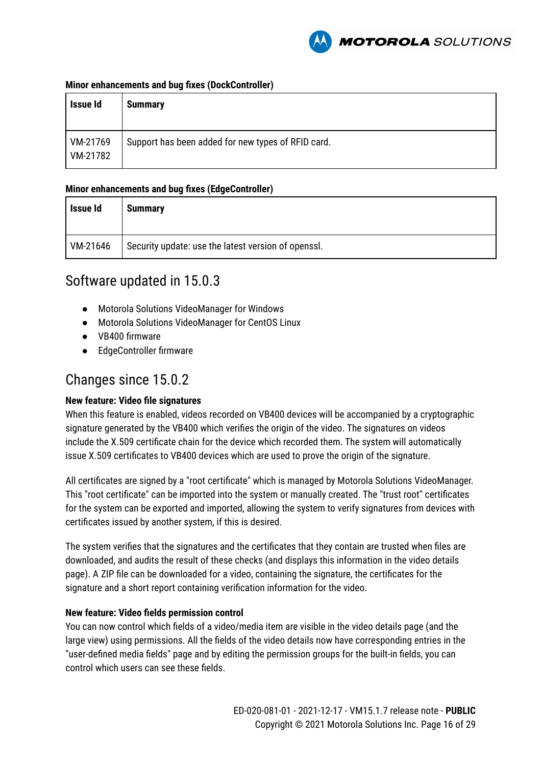**Minor enhancements and bug fixes (DockController)**

| Issue Id | Summary |
|---|---|
| VM-21769<br>VM-21782 | Support has been added for new types of RFID card. |

**Minor enhancements and bug fixes (EdgeController)**

| Issue Id | Summary |
|---|---|
| VM-21646 | Security update: use the latest version of openssl. |

## Software updated in 15.0.3

- Motorola Solutions VideoManager for Windows
- Motorola Solutions VideoManager for CentOS Linux
- VB400 firmware
- EdgeController firmware

## Changes since 15.0.2

**New feature: Video file signatures**

When this feature is enabled, videos recorded on VB400 devices will be accompanied by a cryptographic signature generated by the VB400 which verifies the origin of the video. The signatures on videos include the X.509 certificate chain for the device which recorded them. The system will automatically issue X.509 certificates to VB400 devices which are used to prove the origin of the signature.

All certificates are signed by a "root certificate" which is managed by Motorola Solutions VideoManager. This "root certificate" can be imported into the system or manually created. The "trust root" certificates for the system can be exported and imported, allowing the system to verify signatures from devices with certificates issued by another system, if this is desired.

The system verifies that the signatures and the certificates that they contain are trusted when files are downloaded, and audits the result of these checks (and displays this information in the video details page). A ZIP file can be downloaded for a video, containing the signature, the certificates for the signature and a short report containing verification information for the video.

**New feature: Video fields permission control**

You can now control which fields of a video/media item are visible in the video details page (and the large view) using permissions. All the fields of the video details now have corresponding entries in the "user-defined media fields" page and by editing the permission groups for the built-in fields, you can control which users can see these fields.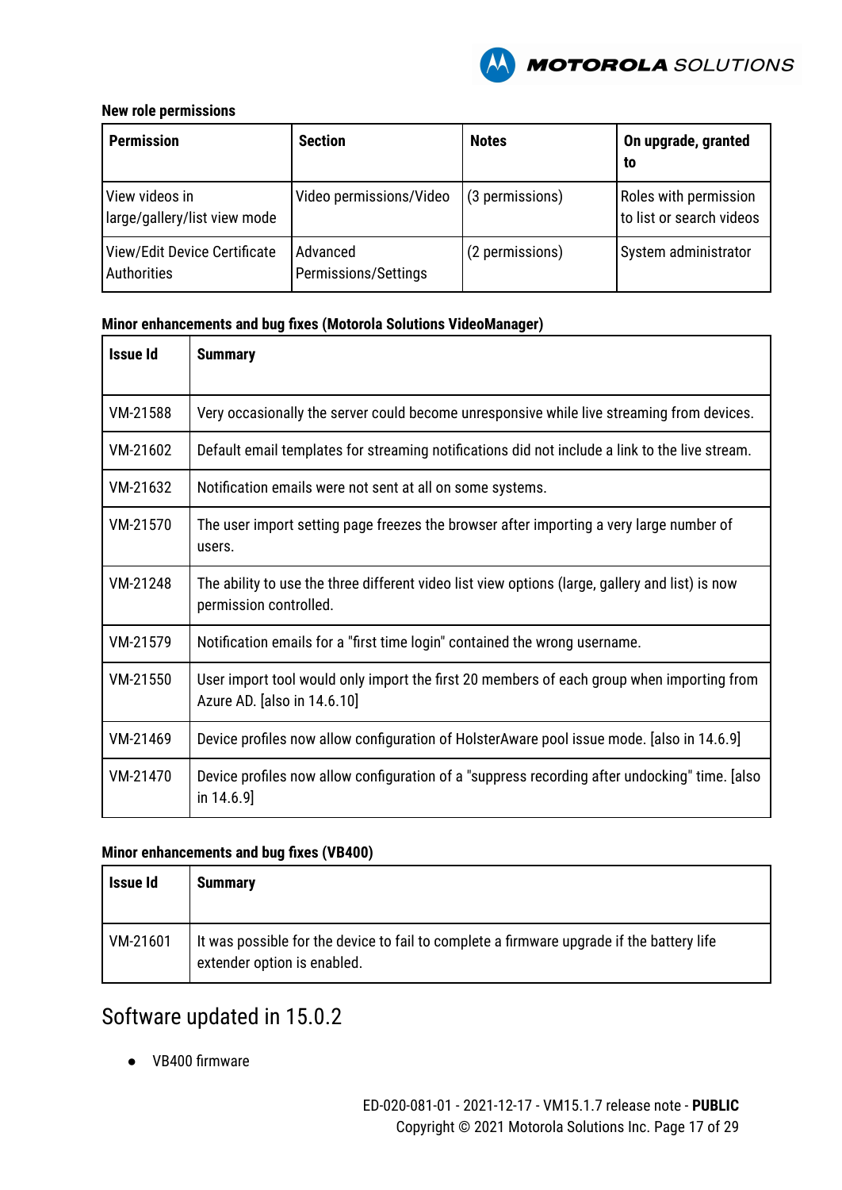**New role permissions**

| Permission | Section | Notes | On upgrade, granted to |
|---|---|---|---|
| View videos in large/gallery/list view mode | Video permissions/Video | (3 permissions) | Roles with permission to list or search videos |
| View/Edit Device Certificate Authorities | Advanced Permissions/Settings | (2 permissions) | System administrator |

**Minor enhancements and bug fixes (Motorola Solutions VideoManager)**

| Issue Id | Summary |
|---|---|
| VM-21588 | Very occasionally the server could become unresponsive while live streaming from devices. |
| VM-21602 | Default email templates for streaming notifications did not include a link to the live stream. |
| VM-21632 | Notification emails were not sent at all on some systems. |
| VM-21570 | The user import setting page freezes the browser after importing a very large number of users. |
| VM-21248 | The ability to use the three different video list view options (large, gallery and list) is now permission controlled. |
| VM-21579 | Notification emails for a "first time login" contained the wrong username. |
| VM-21550 | User import tool would only import the first 20 members of each group when importing from Azure AD. [also in 14.6.10] |
| VM-21469 | Device profiles now allow configuration of HolsterAware pool issue mode. [also in 14.6.9] |
| VM-21470 | Device profiles now allow configuration of a "suppress recording after undocking" time. [also in 14.6.9] |

**Minor enhancements and bug fixes (VB400)**

| Issue Id | Summary |
|---|---|
| VM-21601 | It was possible for the device to fail to complete a firmware upgrade if the battery life extender option is enabled. |

## Software updated in 15.0.2

- VB400 firmware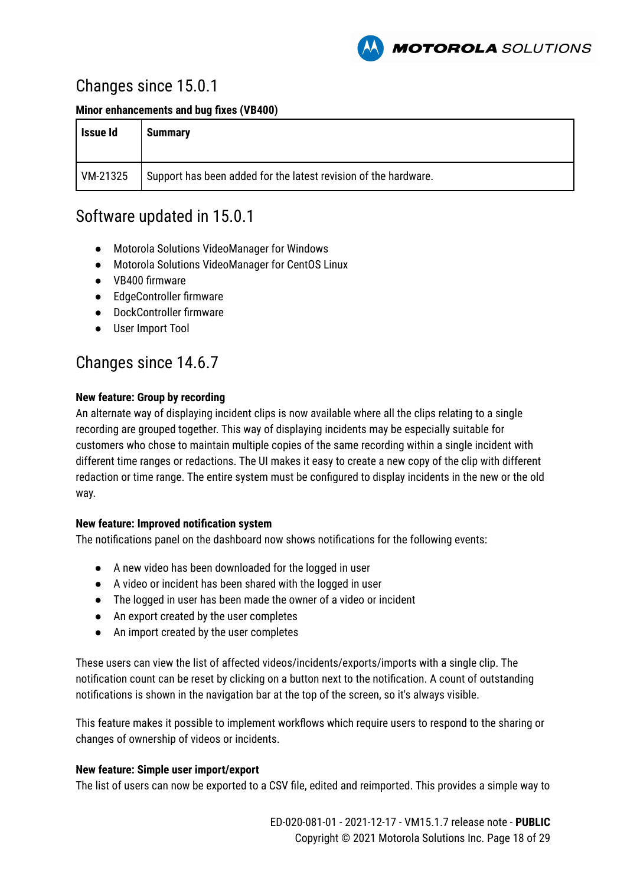## Changes since 15.0.1

**Minor enhancements and bug fixes (VB400)**

| Issue Id | Summary |
|---|---|
| VM-21325 | Support has been added for the latest revision of the hardware. |

## Software updated in 15.0.1

- Motorola Solutions VideoManager for Windows
- Motorola Solutions VideoManager for CentOS Linux
- VB400 firmware
- EdgeController firmware
- DockController firmware
- User Import Tool

## Changes since 14.6.7

**New feature: Group by recording**

An alternate way of displaying incident clips is now available where all the clips relating to a single recording are grouped together. This way of displaying incidents may be especially suitable for customers who chose to maintain multiple copies of the same recording within a single incident with different time ranges or redactions. The UI makes it easy to create a new copy of the clip with different redaction or time range. The entire system must be configured to display incidents in the new or the old way.

**New feature: Improved notification system**

The notifications panel on the dashboard now shows notifications for the following events:

- A new video has been downloaded for the logged in user
- A video or incident has been shared with the logged in user
- The logged in user has been made the owner of a video or incident
- An export created by the user completes
- An import created by the user completes

These users can view the list of affected videos/incidents/exports/imports with a single clip. The notification count can be reset by clicking on a button next to the notification. A count of outstanding notifications is shown in the navigation bar at the top of the screen, so it's always visible.

This feature makes it possible to implement workflows which require users to respond to the sharing or changes of ownership of videos or incidents.

**New feature: Simple user import/export**

The list of users can now be exported to a CSV file, edited and reimported. This provides a simple way to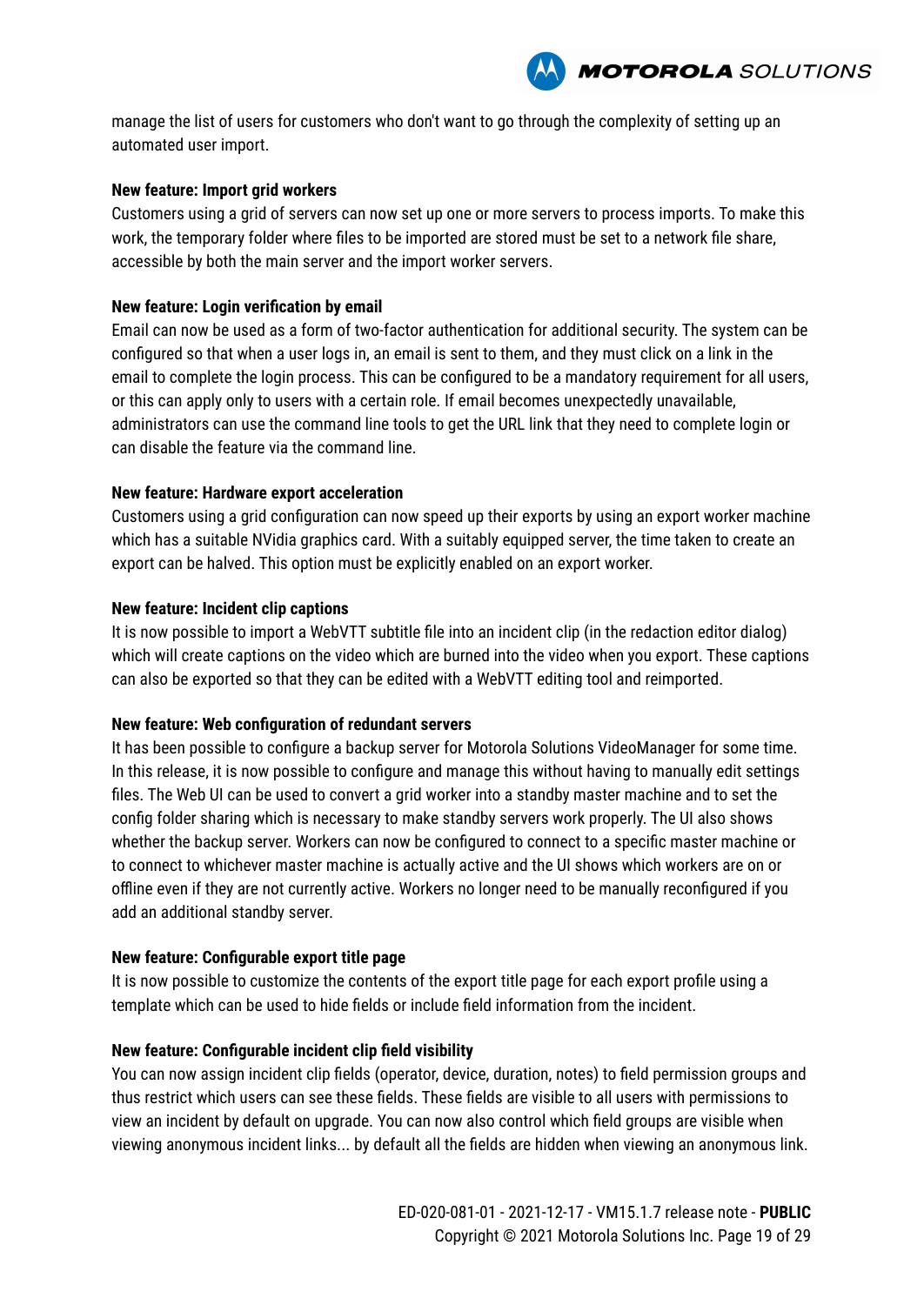manage the list of users for customers who don't want to go through the complexity of setting up an automated user import.

**New feature: Import grid workers**

Customers using a grid of servers can now set up one or more servers to process imports. To make this work, the temporary folder where files to be imported are stored must be set to a network file share, accessible by both the main server and the import worker servers.

**New feature: Login verification by email**

Email can now be used as a form of two-factor authentication for additional security. The system can be configured so that when a user logs in, an email is sent to them, and they must click on a link in the email to complete the login process. This can be configured to be a mandatory requirement for all users, or this can apply only to users with a certain role. If email becomes unexpectedly unavailable, administrators can use the command line tools to get the URL link that they need to complete login or can disable the feature via the command line.

**New feature: Hardware export acceleration**

Customers using a grid configuration can now speed up their exports by using an export worker machine which has a suitable NVidia graphics card. With a suitably equipped server, the time taken to create an export can be halved. This option must be explicitly enabled on an export worker.

**New feature: Incident clip captions**

It is now possible to import a WebVTT subtitle file into an incident clip (in the redaction editor dialog) which will create captions on the video which are burned into the video when you export. These captions can also be exported so that they can be edited with a WebVTT editing tool and reimported.

**New feature: Web configuration of redundant servers**

It has been possible to configure a backup server for Motorola Solutions VideoManager for some time. In this release, it is now possible to configure and manage this without having to manually edit settings files. The Web UI can be used to convert a grid worker into a standby master machine and to set the config folder sharing which is necessary to make standby servers work properly. The UI also shows whether the backup server. Workers can now be configured to connect to a specific master machine or to connect to whichever master machine is actually active and the UI shows which workers are on or offline even if they are not currently active. Workers no longer need to be manually reconfigured if you add an additional standby server.

**New feature: Configurable export title page**

It is now possible to customize the contents of the export title page for each export profile using a template which can be used to hide fields or include field information from the incident.

**New feature: Configurable incident clip field visibility**

You can now assign incident clip fields (operator, device, duration, notes) to field permission groups and thus restrict which users can see these fields. These fields are visible to all users with permissions to view an incident by default on upgrade. You can now also control which field groups are visible when viewing anonymous incident links... by default all the fields are hidden when viewing an anonymous link.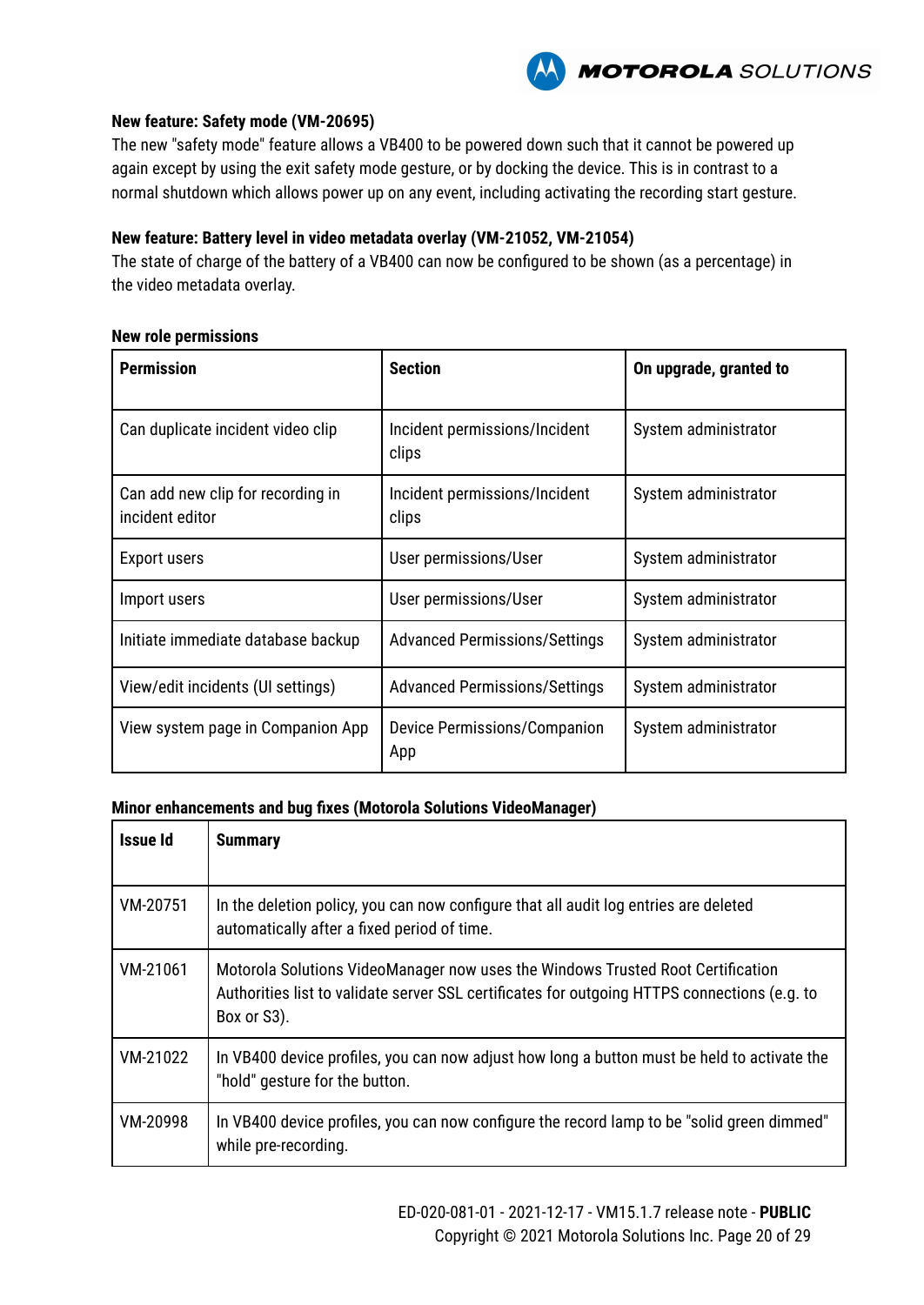**New feature: Safety mode (VM-20695)**

The new "safety mode" feature allows a VB400 to be powered down such that it cannot be powered up again except by using the exit safety mode gesture, or by docking the device. This is in contrast to a normal shutdown which allows power up on any event, including activating the recording start gesture.

**New feature: Battery level in video metadata overlay (VM-21052, VM-21054)**

The state of charge of the battery of a VB400 can now be configured to be shown (as a percentage) in the video metadata overlay.

**New role permissions**

| Permission | Section | On upgrade, granted to |
|---|---|---|
| Can duplicate incident video clip | Incident permissions/Incident clips | System administrator |
| Can add new clip for recording in incident editor | Incident permissions/Incident clips | System administrator |
| Export users | User permissions/User | System administrator |
| Import users | User permissions/User | System administrator |
| Initiate immediate database backup | Advanced Permissions/Settings | System administrator |
| View/edit incidents (UI settings) | Advanced Permissions/Settings | System administrator |
| View system page in Companion App | Device Permissions/Companion App | System administrator |

**Minor enhancements and bug fixes (Motorola Solutions VideoManager)**

| Issue Id | Summary |
|---|---|
| VM-20751 | In the deletion policy, you can now configure that all audit log entries are deleted automatically after a fixed period of time. |
| VM-21061 | Motorola Solutions VideoManager now uses the Windows Trusted Root Certification Authorities list to validate server SSL certificates for outgoing HTTPS connections (e.g. to Box or S3). |
| VM-21022 | In VB400 device profiles, you can now adjust how long a button must be held to activate the "hold" gesture for the button. |
| VM-20998 | In VB400 device profiles, you can now configure the record lamp to be "solid green dimmed" while pre-recording. |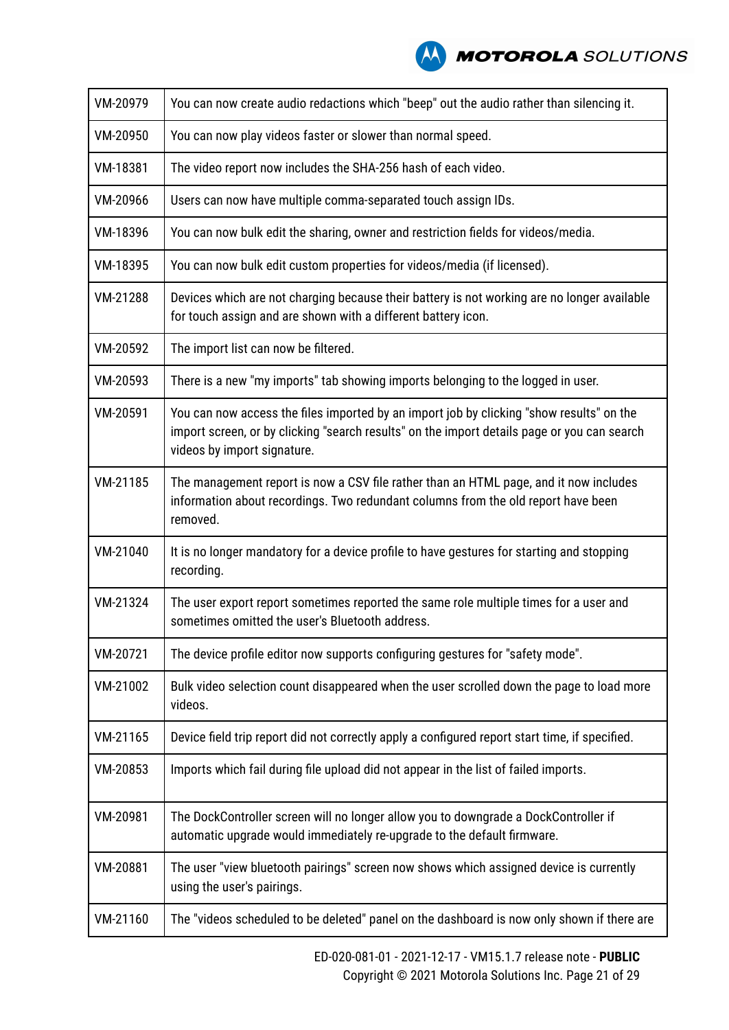| | |
|---|---|
| VM-20979 | You can now create audio redactions which "beep" out the audio rather than silencing it. |
| VM-20950 | You can now play videos faster or slower than normal speed. |
| VM-18381 | The video report now includes the SHA-256 hash of each video. |
| VM-20966 | Users can now have multiple comma-separated touch assign IDs. |
| VM-18396 | You can now bulk edit the sharing, owner and restriction fields for videos/media. |
| VM-18395 | You can now bulk edit custom properties for videos/media (if licensed). |
| VM-21288 | Devices which are not charging because their battery is not working are no longer available for touch assign and are shown with a different battery icon. |
| VM-20592 | The import list can now be filtered. |
| VM-20593 | There is a new "my imports" tab showing imports belonging to the logged in user. |
| VM-20591 | You can now access the files imported by an import job by clicking "show results" on the import screen, or by clicking "search results" on the import details page or you can search videos by import signature. |
| VM-21185 | The management report is now a CSV file rather than an HTML page, and it now includes information about recordings. Two redundant columns from the old report have been removed. |
| VM-21040 | It is no longer mandatory for a device profile to have gestures for starting and stopping recording. |
| VM-21324 | The user export report sometimes reported the same role multiple times for a user and sometimes omitted the user's Bluetooth address. |
| VM-20721 | The device profile editor now supports configuring gestures for "safety mode". |
| VM-21002 | Bulk video selection count disappeared when the user scrolled down the page to load more videos. |
| VM-21165 | Device field trip report did not correctly apply a configured report start time, if specified. |
| VM-20853 | Imports which fail during file upload did not appear in the list of failed imports. |
| VM-20981 | The DockController screen will no longer allow you to downgrade a DockController if automatic upgrade would immediately re-upgrade to the default firmware. |
| VM-20881 | The user "view bluetooth pairings" screen now shows which assigned device is currently using the user's pairings. |
| VM-21160 | The "videos scheduled to be deleted" panel on the dashboard is now only shown if there are |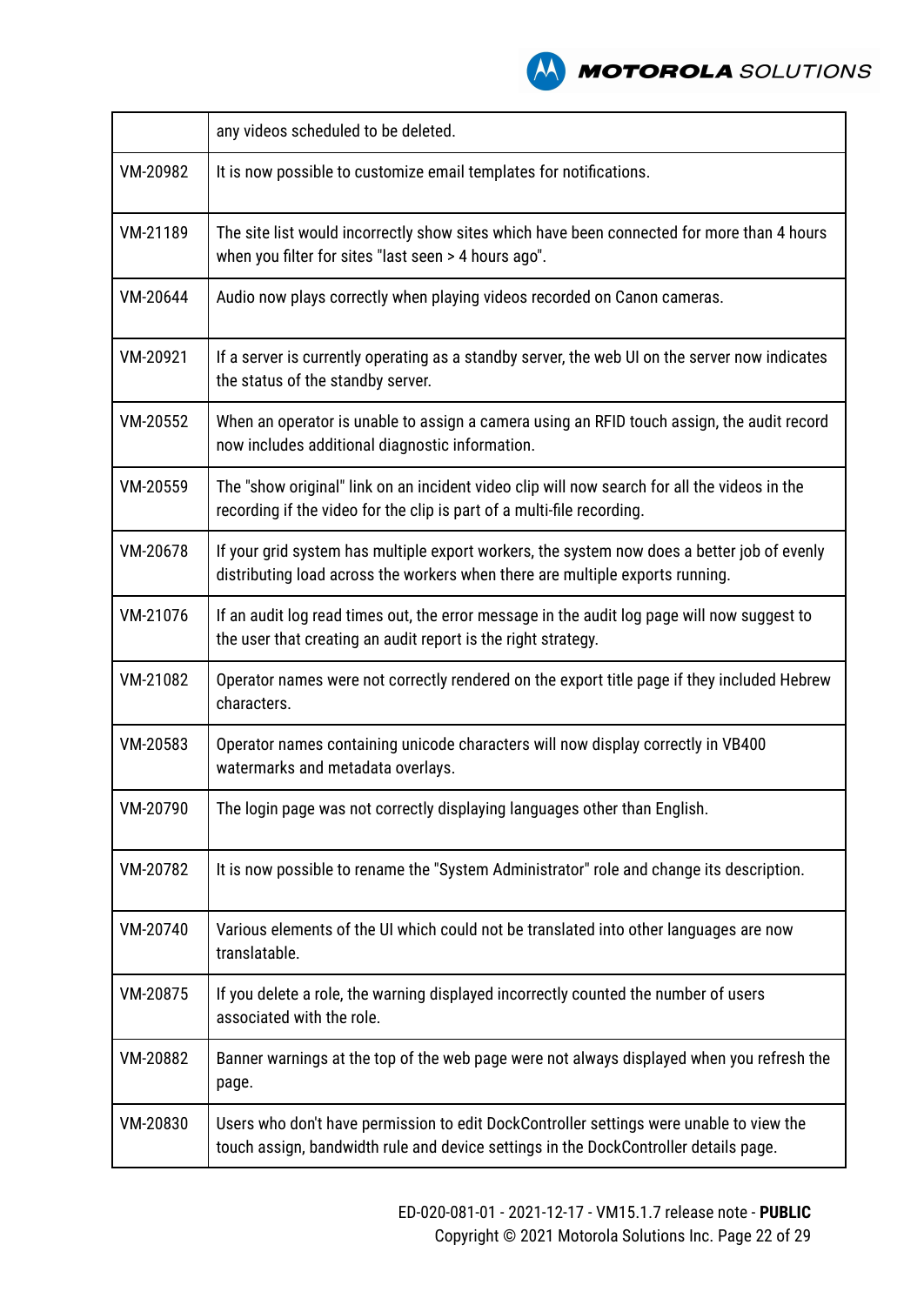| | |
|---|---|
| | any videos scheduled to be deleted. |
| VM-20982 | It is now possible to customize email templates for notifications. |
| VM-21189 | The site list would incorrectly show sites which have been connected for more than 4 hours when you filter for sites "last seen > 4 hours ago". |
| VM-20644 | Audio now plays correctly when playing videos recorded on Canon cameras. |
| VM-20921 | If a server is currently operating as a standby server, the web UI on the server now indicates the status of the standby server. |
| VM-20552 | When an operator is unable to assign a camera using an RFID touch assign, the audit record now includes additional diagnostic information. |
| VM-20559 | The "show original" link on an incident video clip will now search for all the videos in the recording if the video for the clip is part of a multi-file recording. |
| VM-20678 | If your grid system has multiple export workers, the system now does a better job of evenly distributing load across the workers when there are multiple exports running. |
| VM-21076 | If an audit log read times out, the error message in the audit log page will now suggest to the user that creating an audit report is the right strategy. |
| VM-21082 | Operator names were not correctly rendered on the export title page if they included Hebrew characters. |
| VM-20583 | Operator names containing unicode characters will now display correctly in VB400 watermarks and metadata overlays. |
| VM-20790 | The login page was not correctly displaying languages other than English. |
| VM-20782 | It is now possible to rename the "System Administrator" role and change its description. |
| VM-20740 | Various elements of the UI which could not be translated into other languages are now translatable. |
| VM-20875 | If you delete a role, the warning displayed incorrectly counted the number of users associated with the role. |
| VM-20882 | Banner warnings at the top of the web page were not always displayed when you refresh the page. |
| VM-20830 | Users who don't have permission to edit DockController settings were unable to view the touch assign, bandwidth rule and device settings in the DockController details page. |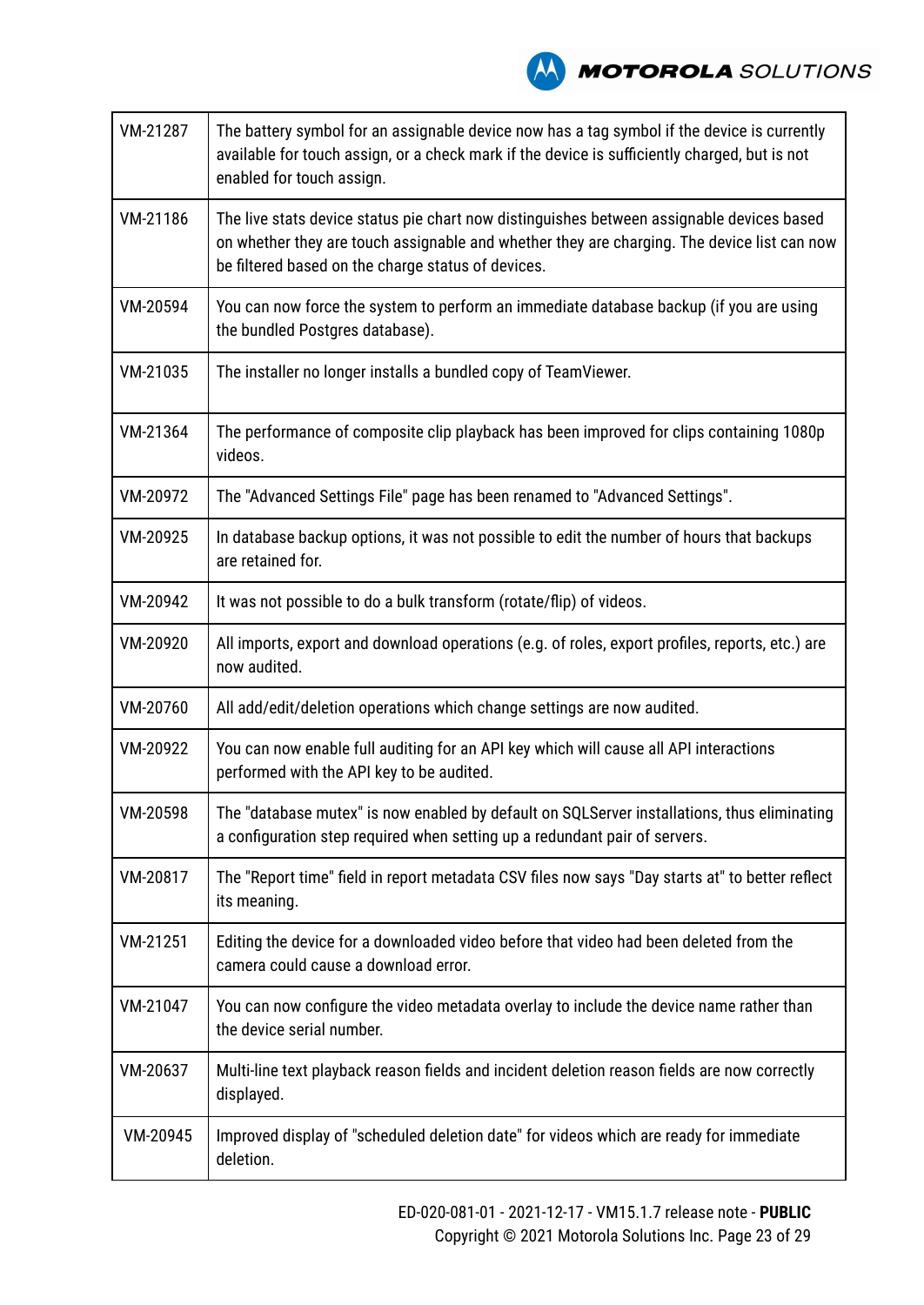| | |
|---|---|
| VM-21287 | The battery symbol for an assignable device now has a tag symbol if the device is currently available for touch assign, or a check mark if the device is sufficiently charged, but is not enabled for touch assign. |
| VM-21186 | The live stats device status pie chart now distinguishes between assignable devices based on whether they are touch assignable and whether they are charging. The device list can now be filtered based on the charge status of devices. |
| VM-20594 | You can now force the system to perform an immediate database backup (if you are using the bundled Postgres database). |
| VM-21035 | The installer no longer installs a bundled copy of TeamViewer. |
| VM-21364 | The performance of composite clip playback has been improved for clips containing 1080p videos. |
| VM-20972 | The "Advanced Settings File" page has been renamed to "Advanced Settings". |
| VM-20925 | In database backup options, it was not possible to edit the number of hours that backups are retained for. |
| VM-20942 | It was not possible to do a bulk transform (rotate/flip) of videos. |
| VM-20920 | All imports, export and download operations (e.g. of roles, export profiles, reports, etc.) are now audited. |
| VM-20760 | All add/edit/deletion operations which change settings are now audited. |
| VM-20922 | You can now enable full auditing for an API key which will cause all API interactions performed with the API key to be audited. |
| VM-20598 | The "database mutex" is now enabled by default on SQLServer installations, thus eliminating a configuration step required when setting up a redundant pair of servers. |
| VM-20817 | The "Report time" field in report metadata CSV files now says "Day starts at" to better reflect its meaning. |
| VM-21251 | Editing the device for a downloaded video before that video had been deleted from the camera could cause a download error. |
| VM-21047 | You can now configure the video metadata overlay to include the device name rather than the device serial number. |
| VM-20637 | Multi-line text playback reason fields and incident deletion reason fields are now correctly displayed. |
| VM-20945 | Improved display of "scheduled deletion date" for videos which are ready for immediate deletion. |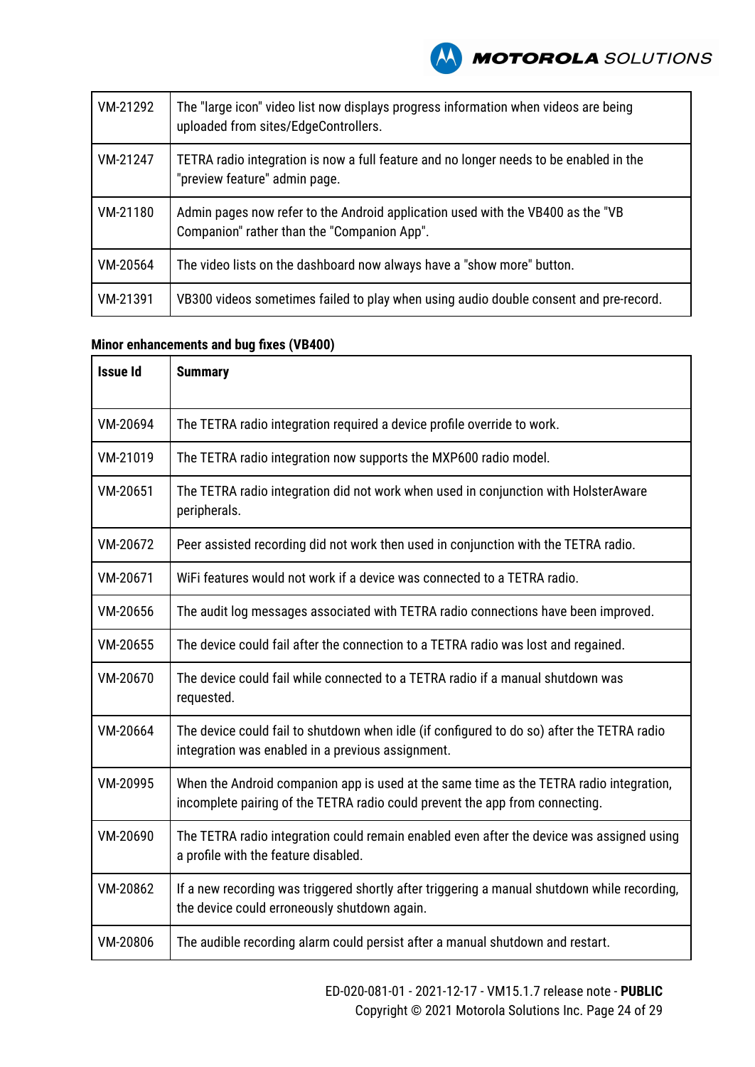| | |
|---|---|
| VM-21292 | The "large icon" video list now displays progress information when videos are being uploaded from sites/EdgeControllers. |
| VM-21247 | TETRA radio integration is now a full feature and no longer needs to be enabled in the "preview feature" admin page. |
| VM-21180 | Admin pages now refer to the Android application used with the VB400 as the "VB Companion" rather than the "Companion App". |
| VM-20564 | The video lists on the dashboard now always have a "show more" button. |
| VM-21391 | VB300 videos sometimes failed to play when using audio double consent and pre-record. |

**Minor enhancements and bug fixes (VB400)**

| Issue Id | Summary |
|---|---|
| VM-20694 | The TETRA radio integration required a device profile override to work. |
| VM-21019 | The TETRA radio integration now supports the MXP600 radio model. |
| VM-20651 | The TETRA radio integration did not work when used in conjunction with HolsterAware peripherals. |
| VM-20672 | Peer assisted recording did not work then used in conjunction with the TETRA radio. |
| VM-20671 | WiFi features would not work if a device was connected to a TETRA radio. |
| VM-20656 | The audit log messages associated with TETRA radio connections have been improved. |
| VM-20655 | The device could fail after the connection to a TETRA radio was lost and regained. |
| VM-20670 | The device could fail while connected to a TETRA radio if a manual shutdown was requested. |
| VM-20664 | The device could fail to shutdown when idle (if configured to do so) after the TETRA radio integration was enabled in a previous assignment. |
| VM-20995 | When the Android companion app is used at the same time as the TETRA radio integration, incomplete pairing of the TETRA radio could prevent the app from connecting. |
| VM-20690 | The TETRA radio integration could remain enabled even after the device was assigned using a profile with the feature disabled. |
| VM-20862 | If a new recording was triggered shortly after triggering a manual shutdown while recording, the device could erroneously shutdown again. |
| VM-20806 | The audible recording alarm could persist after a manual shutdown and restart. |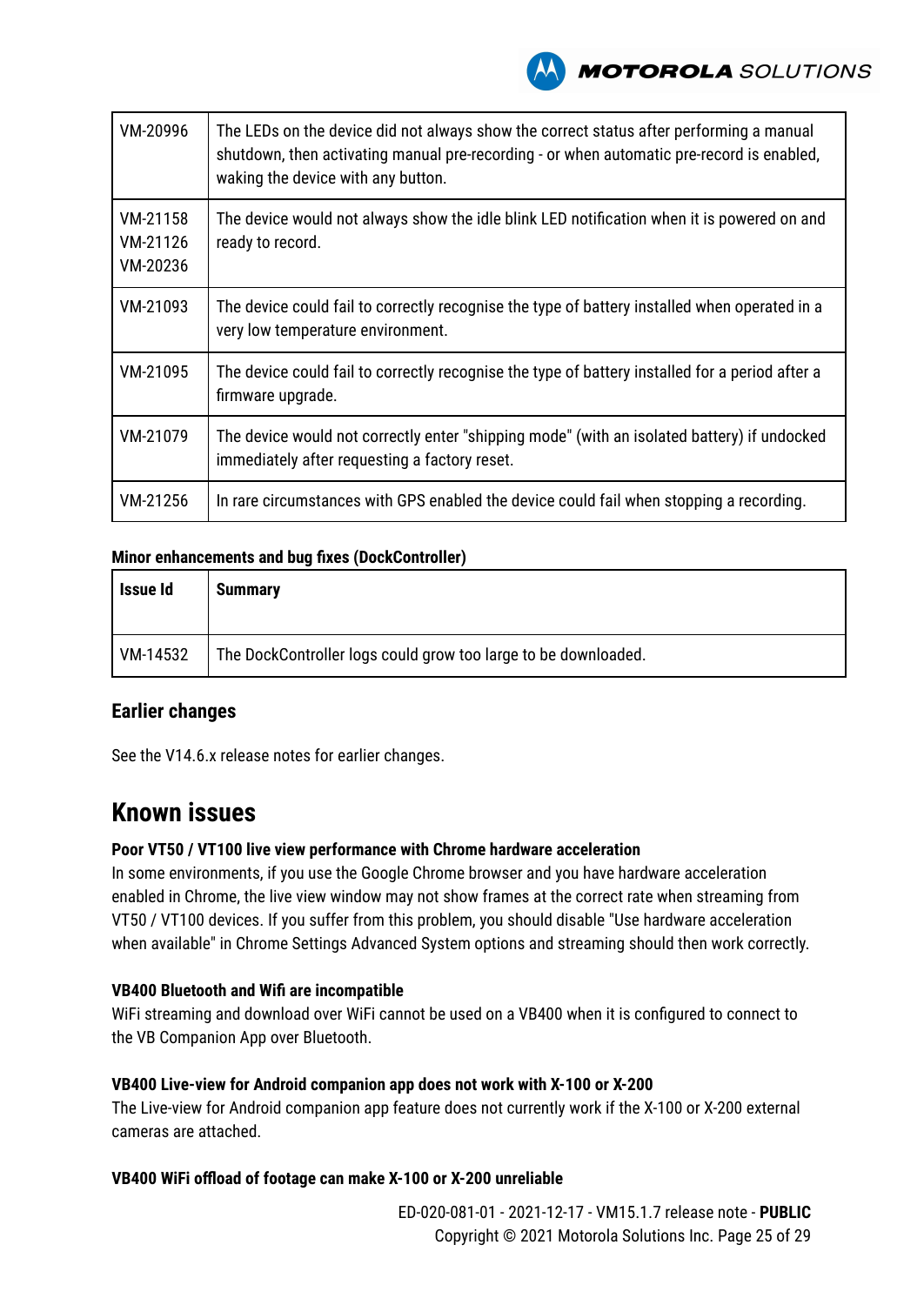| | |
|---|---|
| VM-20996 | The LEDs on the device did not always show the correct status after performing a manual shutdown, then activating manual pre-recording - or when automatic pre-record is enabled, waking the device with any button. |
| VM-21158<br>VM-21126<br>VM-20236 | The device would not always show the idle blink LED notification when it is powered on and ready to record. |
| VM-21093 | The device could fail to correctly recognise the type of battery installed when operated in a very low temperature environment. |
| VM-21095 | The device could fail to correctly recognise the type of battery installed for a period after a firmware upgrade. |
| VM-21079 | The device would not correctly enter "shipping mode" (with an isolated battery) if undocked immediately after requesting a factory reset. |
| VM-21256 | In rare circumstances with GPS enabled the device could fail when stopping a recording. |

**Minor enhancements and bug fixes (DockController)**

| Issue Id | Summary |
|---|---|
| VM-14532 | The DockController logs could grow too large to be downloaded. |

### Earlier changes

See the V14.6.x release notes for earlier changes.

## Known issues

**Poor VT50 / VT100 live view performance with Chrome hardware acceleration**
In some environments, if you use the Google Chrome browser and you have hardware acceleration enabled in Chrome, the live view window may not show frames at the correct rate when streaming from VT50 / VT100 devices. If you suffer from this problem, you should disable "Use hardware acceleration when available" in Chrome Settings Advanced System options and streaming should then work correctly.

**VB400 Bluetooth and Wifi are incompatible**
WiFi streaming and download over WiFi cannot be used on a VB400 when it is configured to connect to the VB Companion App over Bluetooth.

**VB400 Live-view for Android companion app does not work with X-100 or X-200**
The Live-view for Android companion app feature does not currently work if the X-100 or X-200 external cameras are attached.

**VB400 WiFi offload of footage can make X-100 or X-200 unreliable**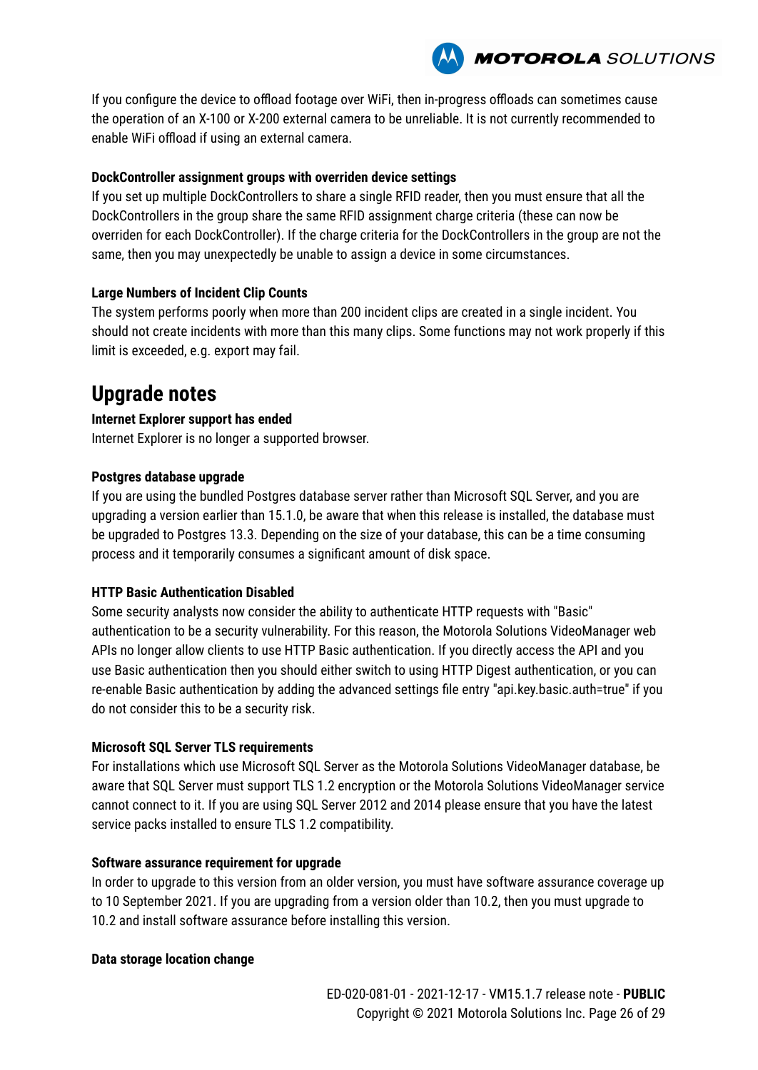If you configure the device to offload footage over WiFi, then in-progress offloads can sometimes cause the operation of an X-100 or X-200 external camera to be unreliable. It is not currently recommended to enable WiFi offload if using an external camera.

**DockController assignment groups with overriden device settings**

If you set up multiple DockControllers to share a single RFID reader, then you must ensure that all the DockControllers in the group share the same RFID assignment charge criteria (these can now be overriden for each DockController). If the charge criteria for the DockControllers in the group are not the same, then you may unexpectedly be unable to assign a device in some circumstances.

**Large Numbers of Incident Clip Counts**

The system performs poorly when more than 200 incident clips are created in a single incident. You should not create incidents with more than this many clips. Some functions may not work properly if this limit is exceeded, e.g. export may fail.

# Upgrade notes

**Internet Explorer support has ended**

Internet Explorer is no longer a supported browser.

**Postgres database upgrade**

If you are using the bundled Postgres database server rather than Microsoft SQL Server, and you are upgrading a version earlier than 15.1.0, be aware that when this release is installed, the database must be upgraded to Postgres 13.3. Depending on the size of your database, this can be a time consuming process and it temporarily consumes a significant amount of disk space.

**HTTP Basic Authentication Disabled**

Some security analysts now consider the ability to authenticate HTTP requests with "Basic" authentication to be a security vulnerability. For this reason, the Motorola Solutions VideoManager web APIs no longer allow clients to use HTTP Basic authentication. If you directly access the API and you use Basic authentication then you should either switch to using HTTP Digest authentication, or you can re-enable Basic authentication by adding the advanced settings file entry "api.key.basic.auth=true" if you do not consider this to be a security risk.

**Microsoft SQL Server TLS requirements**

For installations which use Microsoft SQL Server as the Motorola Solutions VideoManager database, be aware that SQL Server must support TLS 1.2 encryption or the Motorola Solutions VideoManager service cannot connect to it. If you are using SQL Server 2012 and 2014 please ensure that you have the latest service packs installed to ensure TLS 1.2 compatibility.

**Software assurance requirement for upgrade**

In order to upgrade to this version from an older version, you must have software assurance coverage up to 10 September 2021. If you are upgrading from a version older than 10.2, then you must upgrade to 10.2 and install software assurance before installing this version.

**Data storage location change**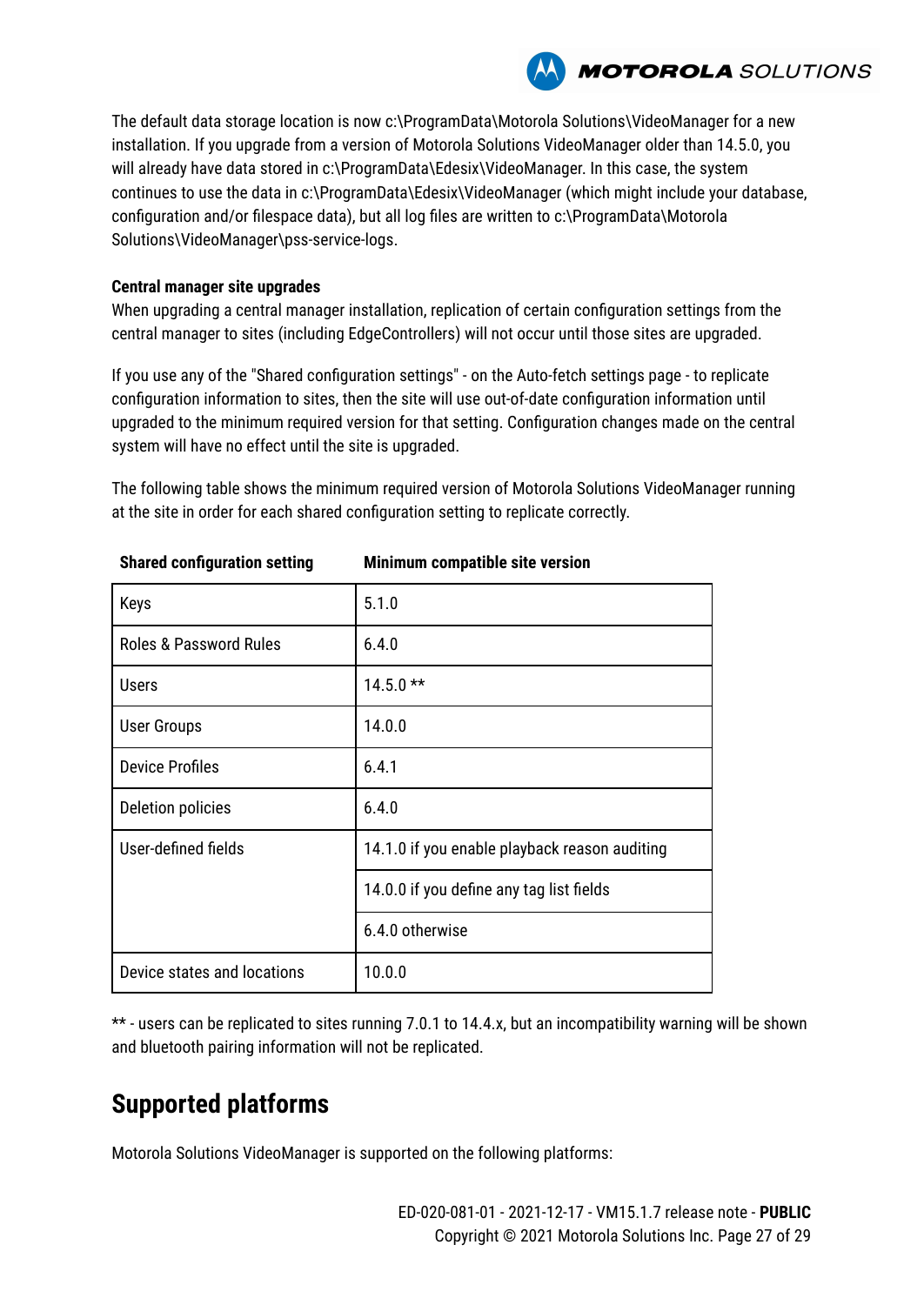The default data storage location is now c:\ProgramData\Motorola Solutions\VideoManager for a new installation. If you upgrade from a version of Motorola Solutions VideoManager older than 14.5.0, you will already have data stored in c:\ProgramData\Edesix\VideoManager. In this case, the system continues to use the data in c:\ProgramData\Edesix\VideoManager (which might include your database, configuration and/or filespace data), but all log files are written to c:\ProgramData\Motorola Solutions\VideoManager\pss-service-logs.

**Central manager site upgrades**

When upgrading a central manager installation, replication of certain configuration settings from the central manager to sites (including EdgeControllers) will not occur until those sites are upgraded.

If you use any of the "Shared configuration settings" - on the Auto-fetch settings page - to replicate configuration information to sites, then the site will use out-of-date configuration information until upgraded to the minimum required version for that setting. Configuration changes made on the central system will have no effect until the site is upgraded.

The following table shows the minimum required version of Motorola Solutions VideoManager running at the site in order for each shared configuration setting to replicate correctly.

| Shared configuration setting | Minimum compatible site version |
|---|---|
| Keys | 5.1.0 |
| Roles & Password Rules | 6.4.0 |
| Users | 14.5.0 ** |
| User Groups | 14.0.0 |
| Device Profiles | 6.4.1 |
| Deletion policies | 6.4.0 |
| User-defined fields | 14.1.0 if you enable playback reason auditing |
| | 14.0.0 if you define any tag list fields |
| | 6.4.0 otherwise |
| Device states and locations | 10.0.0 |

** - users can be replicated to sites running 7.0.1 to 14.4.x, but an incompatibility warning will be shown and bluetooth pairing information will not be replicated.

## Supported platforms

Motorola Solutions VideoManager is supported on the following platforms: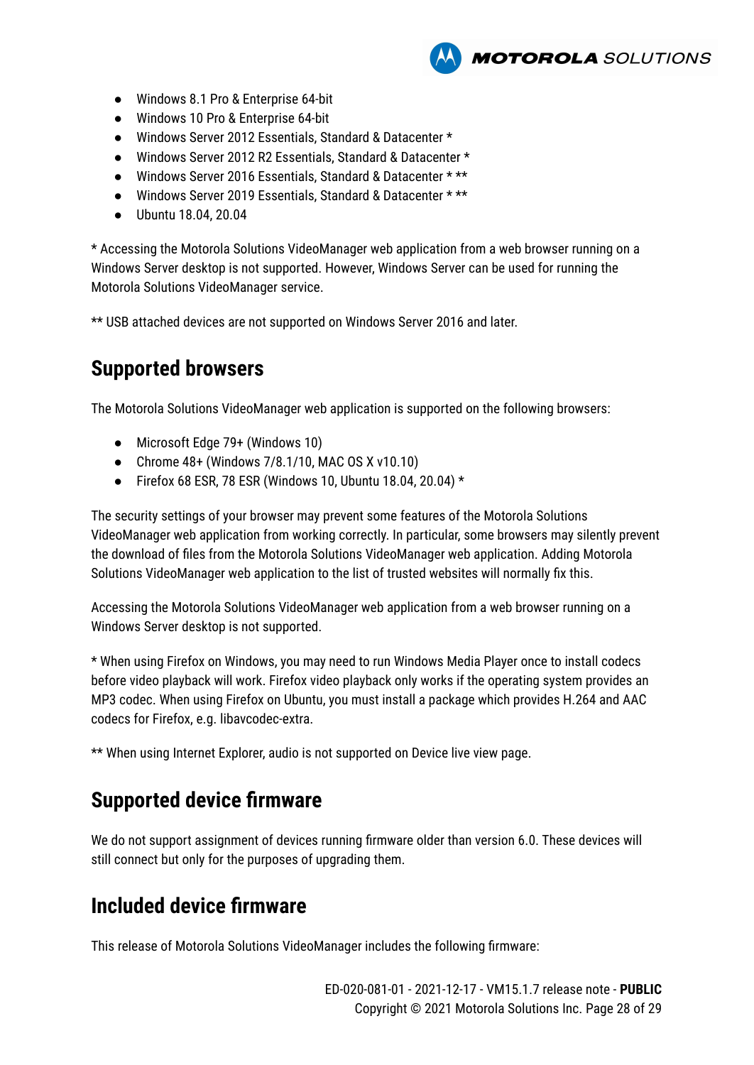- Windows 8.1 Pro & Enterprise 64-bit
- Windows 10 Pro & Enterprise 64-bit
- Windows Server 2012 Essentials, Standard & Datacenter *
- Windows Server 2012 R2 Essentials, Standard & Datacenter *
- Windows Server 2016 Essentials, Standard & Datacenter * **
- Windows Server 2019 Essentials, Standard & Datacenter * **
- Ubuntu 18.04, 20.04

* Accessing the Motorola Solutions VideoManager web application from a web browser running on a Windows Server desktop is not supported. However, Windows Server can be used for running the Motorola Solutions VideoManager service.

** USB attached devices are not supported on Windows Server 2016 and later.

## Supported browsers

The Motorola Solutions VideoManager web application is supported on the following browsers:

- Microsoft Edge 79+ (Windows 10)
- Chrome 48+ (Windows 7/8.1/10, MAC OS X v10.10)
- Firefox 68 ESR, 78 ESR (Windows 10, Ubuntu 18.04, 20.04) *

The security settings of your browser may prevent some features of the Motorola Solutions VideoManager web application from working correctly. In particular, some browsers may silently prevent the download of files from the Motorola Solutions VideoManager web application. Adding Motorola Solutions VideoManager web application to the list of trusted websites will normally fix this.

Accessing the Motorola Solutions VideoManager web application from a web browser running on a Windows Server desktop is not supported.

* When using Firefox on Windows, you may need to run Windows Media Player once to install codecs before video playback will work. Firefox video playback only works if the operating system provides an MP3 codec. When using Firefox on Ubuntu, you must install a package which provides H.264 and AAC codecs for Firefox, e.g. libavcodec-extra.

** When using Internet Explorer, audio is not supported on Device live view page.

## Supported device firmware

We do not support assignment of devices running firmware older than version 6.0. These devices will still connect but only for the purposes of upgrading them.

## Included device firmware

This release of Motorola Solutions VideoManager includes the following firmware: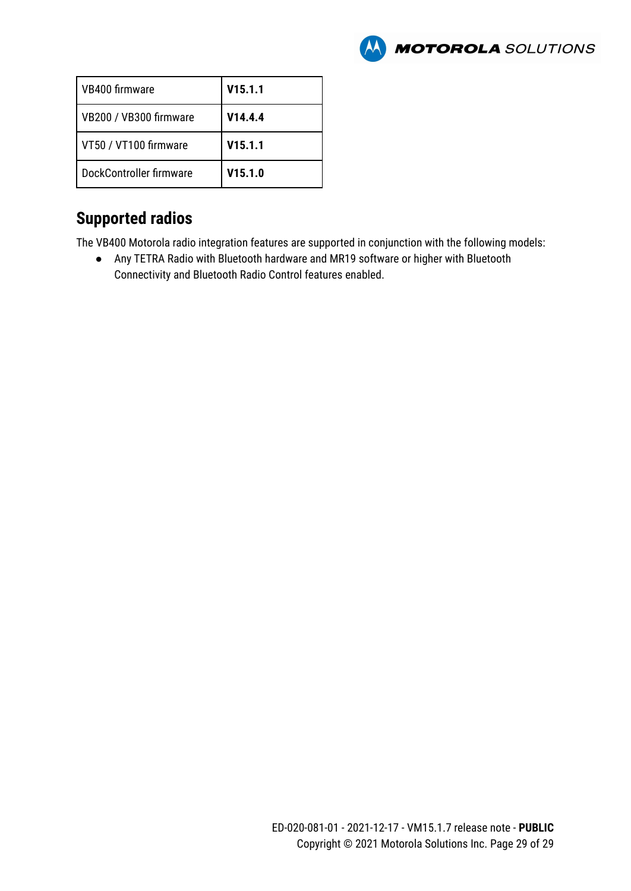| | |
|---|---|
| VB400 firmware | **V15.1.1** |
| VB200 / VB300 firmware | **V14.4.4** |
| VT50 / VT100 firmware | **V15.1.1** |
| DockController firmware | **V15.1.0** |

## Supported radios

The VB400 Motorola radio integration features are supported in conjunction with the following models:

- Any TETRA Radio with Bluetooth hardware and MR19 software or higher with Bluetooth Connectivity and Bluetooth Radio Control features enabled.